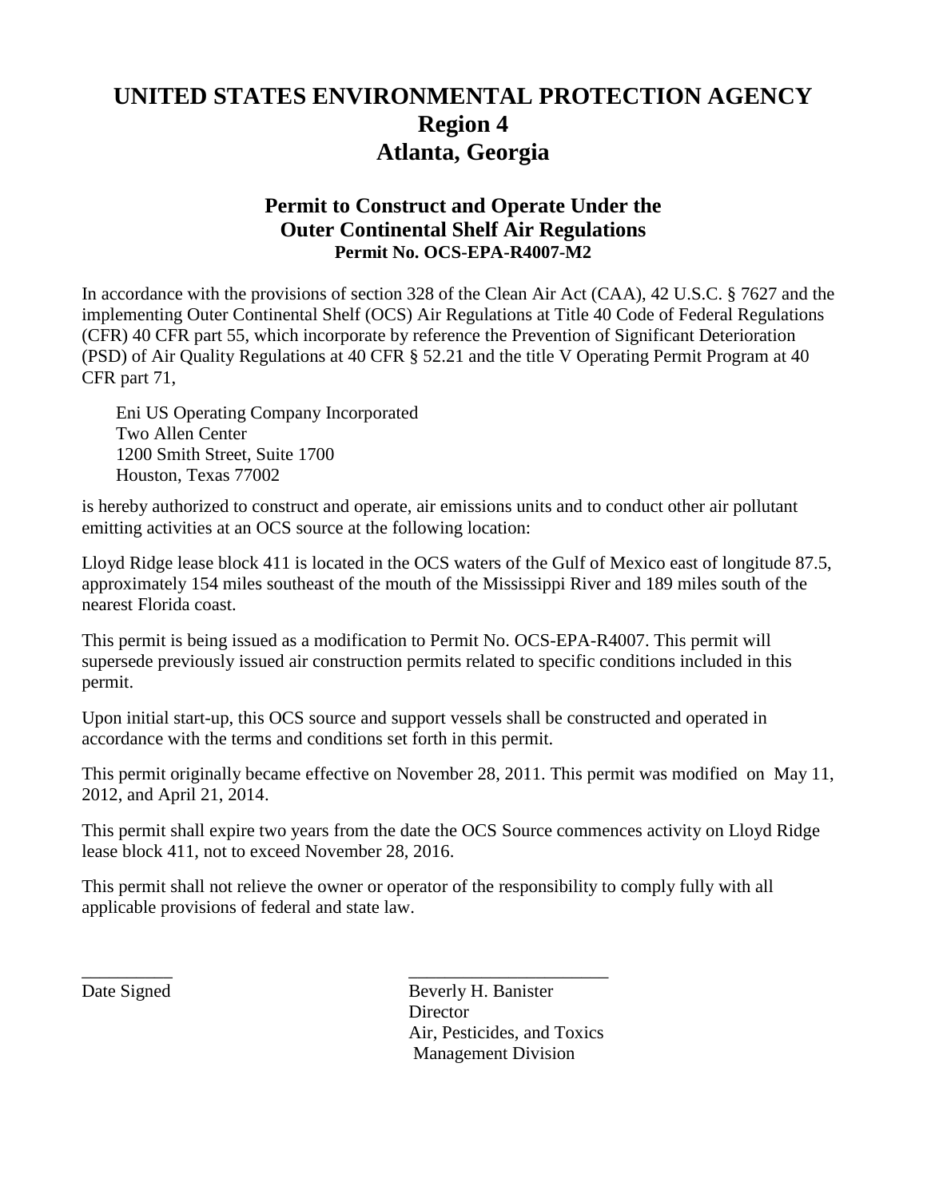# UNITED STATES ENVIRONMENTAL PROTECTION AGENCY
# Region 4
# Atlanta, Georgia

## Permit to Construct and Operate Under the Outer Continental Shelf Air Regulations
### Permit No. OCS-EPA-R4007-M2

In accordance with the provisions of section 328 of the Clean Air Act (CAA), 42 U.S.C. § 7627 and the implementing Outer Continental Shelf (OCS) Air Regulations at Title 40 Code of Federal Regulations (CFR) 40 CFR part 55, which incorporate by reference the Prevention of Significant Deterioration (PSD) of Air Quality Regulations at 40 CFR § 52.21 and the title V Operating Permit Program at 40 CFR part 71,

Eni US Operating Company Incorporated
Two Allen Center
1200 Smith Street, Suite 1700
Houston, Texas 77002

is hereby authorized to construct and operate, air emissions units and to conduct other air pollutant emitting activities at an OCS source at the following location:

Lloyd Ridge lease block 411 is located in the OCS waters of the Gulf of Mexico east of longitude 87.5, approximately 154 miles southeast of the mouth of the Mississippi River and 189 miles south of the nearest Florida coast.

This permit is being issued as a modification to Permit No. OCS-EPA-R4007. This permit will supersede previously issued air construction permits related to specific conditions included in this permit.

Upon initial start-up, this OCS source and support vessels shall be constructed and operated in accordance with the terms and conditions set forth in this permit.

This permit originally became effective on November 28, 2011. This permit was modified on May 11, 2012, and April 21, 2014.

This permit shall expire two years from the date the OCS Source commences activity on Lloyd Ridge lease block 411, not to exceed November 28, 2016.

This permit shall not relieve the owner or operator of the responsibility to comply fully with all applicable provisions of federal and state law.

__________
Date Signed

______________________
Beverly H. Banister
Director
Air, Pesticides, and Toxics Management Division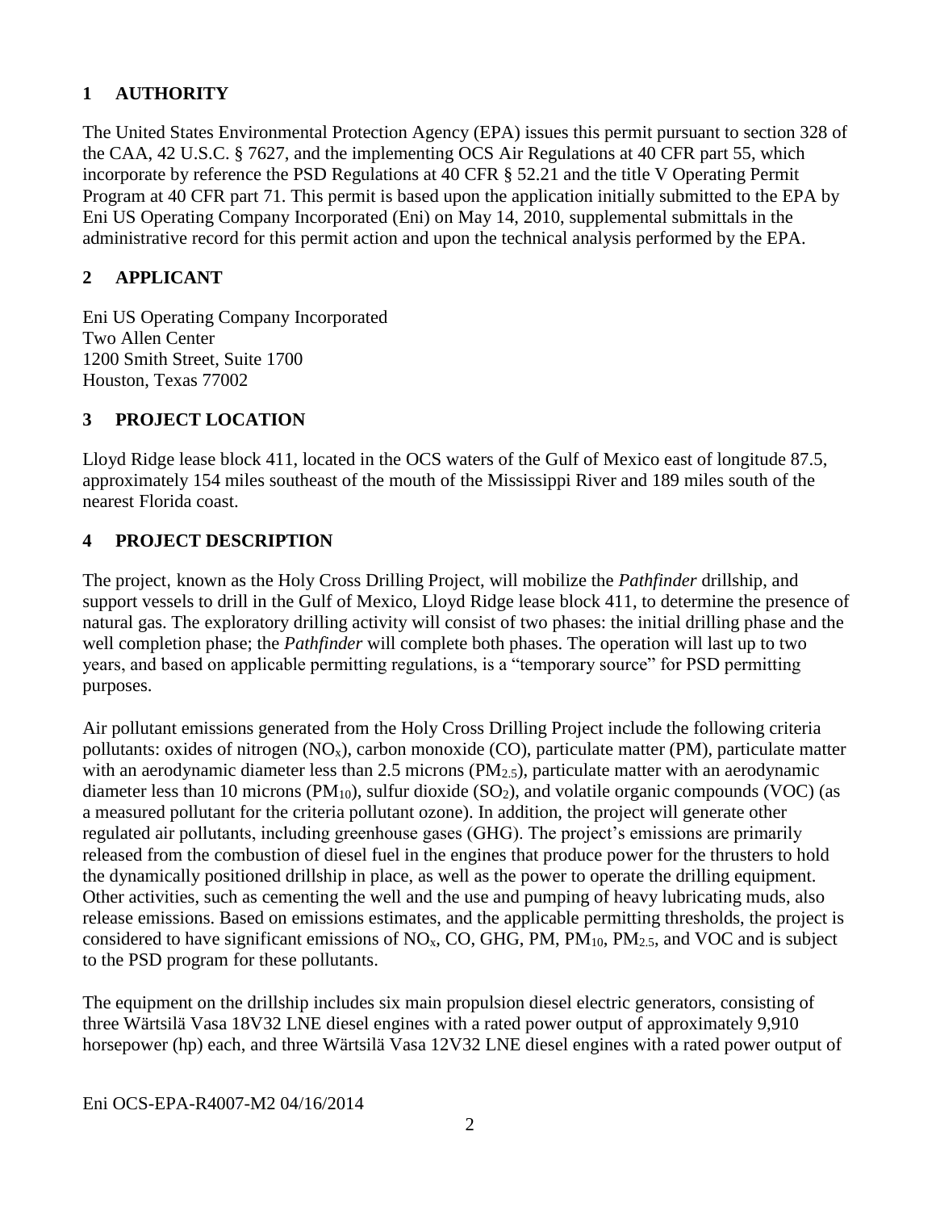## 1 AUTHORITY

The United States Environmental Protection Agency (EPA) issues this permit pursuant to section 328 of the CAA, 42 U.S.C. § 7627, and the implementing OCS Air Regulations at 40 CFR part 55, which incorporate by reference the PSD Regulations at 40 CFR § 52.21 and the title V Operating Permit Program at 40 CFR part 71. This permit is based upon the application initially submitted to the EPA by Eni US Operating Company Incorporated (Eni) on May 14, 2010, supplemental submittals in the administrative record for this permit action and upon the technical analysis performed by the EPA.

## 2 APPLICANT

Eni US Operating Company Incorporated
Two Allen Center
1200 Smith Street, Suite 1700
Houston, Texas 77002

## 3 PROJECT LOCATION

Lloyd Ridge lease block 411, located in the OCS waters of the Gulf of Mexico east of longitude 87.5, approximately 154 miles southeast of the mouth of the Mississippi River and 189 miles south of the nearest Florida coast.

## 4 PROJECT DESCRIPTION

The project, known as the Holy Cross Drilling Project, will mobilize the *Pathfinder* drillship, and support vessels to drill in the Gulf of Mexico, Lloyd Ridge lease block 411, to determine the presence of natural gas. The exploratory drilling activity will consist of two phases: the initial drilling phase and the well completion phase; the *Pathfinder* will complete both phases. The operation will last up to two years, and based on applicable permitting regulations, is a "temporary source" for PSD permitting purposes.

Air pollutant emissions generated from the Holy Cross Drilling Project include the following criteria pollutants: oxides of nitrogen ($NO_x$), carbon monoxide (CO), particulate matter (PM), particulate matter with an aerodynamic diameter less than 2.5 microns ($PM_{2.5}$), particulate matter with an aerodynamic diameter less than 10 microns ($PM_{10}$), sulfur dioxide ($SO_2$), and volatile organic compounds (VOC) (as a measured pollutant for the criteria pollutant ozone). In addition, the project will generate other regulated air pollutants, including greenhouse gases (GHG). The project's emissions are primarily released from the combustion of diesel fuel in the engines that produce power for the thrusters to hold the dynamically positioned drillship in place, as well as the power to operate the drilling equipment. Other activities, such as cementing the well and the use and pumping of heavy lubricating muds, also release emissions. Based on emissions estimates, and the applicable permitting thresholds, the project is considered to have significant emissions of $NO_x$, CO, GHG, PM, $PM_{10}$, $PM_{2.5}$, and VOC and is subject to the PSD program for these pollutants.

The equipment on the drillship includes six main propulsion diesel electric generators, consisting of three Wärtsilä Vasa 18V32 LNE diesel engines with a rated power output of approximately 9,910 horsepower (hp) each, and three Wärtsilä Vasa 12V32 LNE diesel engines with a rated power output of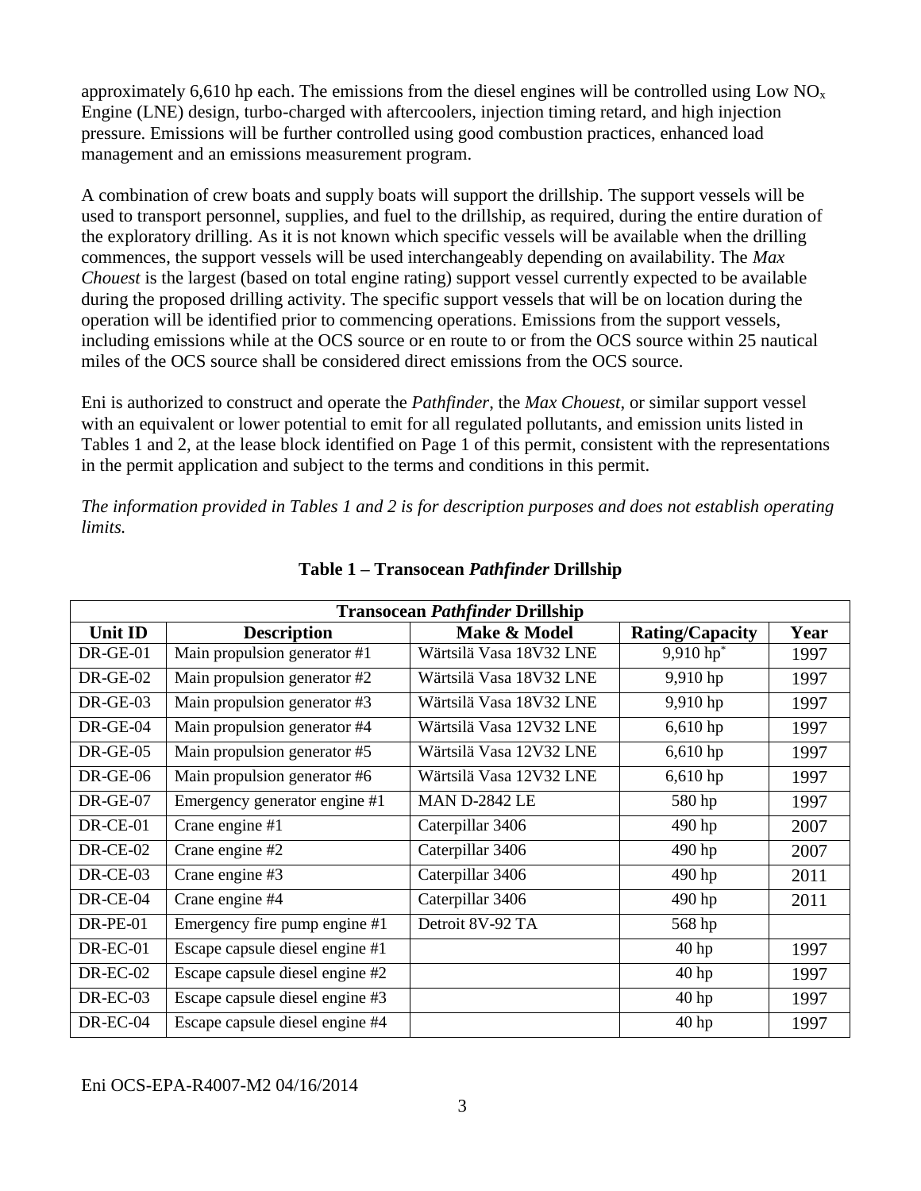approximately 6,610 hp each. The emissions from the diesel engines will be controlled using Low $NO_x$ Engine (LNE) design, turbo-charged with aftercoolers, injection timing retard, and high injection pressure. Emissions will be further controlled using good combustion practices, enhanced load management and an emissions measurement program.

A combination of crew boats and supply boats will support the drillship. The support vessels will be used to transport personnel, supplies, and fuel to the drillship, as required, during the entire duration of the exploratory drilling. As it is not known which specific vessels will be available when the drilling commences, the support vessels will be used interchangeably depending on availability. The *Max Chouest* is the largest (based on total engine rating) support vessel currently expected to be available during the proposed drilling activity. The specific support vessels that will be on location during the operation will be identified prior to commencing operations. Emissions from the support vessels, including emissions while at the OCS source or en route to or from the OCS source within 25 nautical miles of the OCS source shall be considered direct emissions from the OCS source.

Eni is authorized to construct and operate the *Pathfinder*, the *Max Chouest*, or similar support vessel with an equivalent or lower potential to emit for all regulated pollutants, and emission units listed in Tables 1 and 2, at the lease block identified on Page 1 of this permit, consistent with the representations in the permit application and subject to the terms and conditions in this permit.

*The information provided in Tables 1 and 2 is for description purposes and does not establish operating limits.*

**Table 1 – Transocean *Pathfinder* Drillship**

| Transocean *Pathfinder* Drillship | | | | |
|---|---|---|---|---|
| **Unit ID** | **Description** | **Make & Model** | **Rating/Capacity** | **Year** |
| DR-GE-01 | Main propulsion generator #1 | Wärtsilä Vasa 18V32 LNE | 9,910 hp* | 1997 |
| DR-GE-02 | Main propulsion generator #2 | Wärtsilä Vasa 18V32 LNE | 9,910 hp | 1997 |
| DR-GE-03 | Main propulsion generator #3 | Wärtsilä Vasa 18V32 LNE | 9,910 hp | 1997 |
| DR-GE-04 | Main propulsion generator #4 | Wärtsilä Vasa 12V32 LNE | 6,610 hp | 1997 |
| DR-GE-05 | Main propulsion generator #5 | Wärtsilä Vasa 12V32 LNE | 6,610 hp | 1997 |
| DR-GE-06 | Main propulsion generator #6 | Wärtsilä Vasa 12V32 LNE | 6,610 hp | 1997 |
| DR-GE-07 | Emergency generator engine #1 | MAN D-2842 LE | 580 hp | 1997 |
| DR-CE-01 | Crane engine #1 | Caterpillar 3406 | 490 hp | 2007 |
| DR-CE-02 | Crane engine #2 | Caterpillar 3406 | 490 hp | 2007 |
| DR-CE-03 | Crane engine #3 | Caterpillar 3406 | 490 hp | 2011 |
| DR-CE-04 | Crane engine #4 | Caterpillar 3406 | 490 hp | 2011 |
| DR-PE-01 | Emergency fire pump engine #1 | Detroit 8V-92 TA | 568 hp | |
| DR-EC-01 | Escape capsule diesel engine #1 | | 40 hp | 1997 |
| DR-EC-02 | Escape capsule diesel engine #2 | | 40 hp | 1997 |
| DR-EC-03 | Escape capsule diesel engine #3 | | 40 hp | 1997 |
| DR-EC-04 | Escape capsule diesel engine #4 | | 40 hp | 1997 |

Eni OCS-EPA-R4007-M2 04/16/2014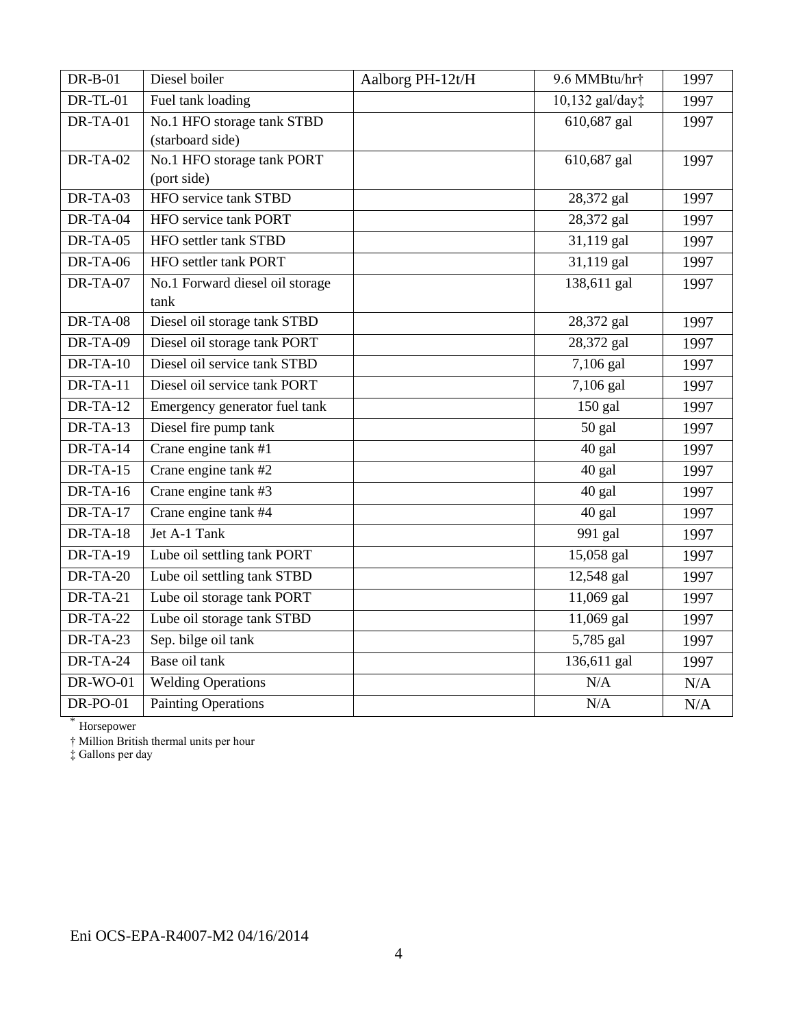| DR-B-01 | Diesel boiler | Aalborg PH-12t/H | 9.6 MMBtu/hr† | 1997 |
|---|---|---|---|---|
| DR-TL-01 | Fuel tank loading | | 10,132 gal/day‡ | 1997 |
| DR-TA-01 | No.1 HFO storage tank STBD (starboard side) | | 610,687 gal | 1997 |
| DR-TA-02 | No.1 HFO storage tank PORT (port side) | | 610,687 gal | 1997 |
| DR-TA-03 | HFO service tank STBD | | 28,372 gal | 1997 |
| DR-TA-04 | HFO service tank PORT | | 28,372 gal | 1997 |
| DR-TA-05 | HFO settler tank STBD | | 31,119 gal | 1997 |
| DR-TA-06 | HFO settler tank PORT | | 31,119 gal | 1997 |
| DR-TA-07 | No.1 Forward diesel oil storage tank | | 138,611 gal | 1997 |
| DR-TA-08 | Diesel oil storage tank STBD | | 28,372 gal | 1997 |
| DR-TA-09 | Diesel oil storage tank PORT | | 28,372 gal | 1997 |
| DR-TA-10 | Diesel oil service tank STBD | | 7,106 gal | 1997 |
| DR-TA-11 | Diesel oil service tank PORT | | 7,106 gal | 1997 |
| DR-TA-12 | Emergency generator fuel tank | | 150 gal | 1997 |
| DR-TA-13 | Diesel fire pump tank | | 50 gal | 1997 |
| DR-TA-14 | Crane engine tank #1 | | 40 gal | 1997 |
| DR-TA-15 | Crane engine tank #2 | | 40 gal | 1997 |
| DR-TA-16 | Crane engine tank #3 | | 40 gal | 1997 |
| DR-TA-17 | Crane engine tank #4 | | 40 gal | 1997 |
| DR-TA-18 | Jet A-1 Tank | | 991 gal | 1997 |
| DR-TA-19 | Lube oil settling tank PORT | | 15,058 gal | 1997 |
| DR-TA-20 | Lube oil settling tank STBD | | 12,548 gal | 1997 |
| DR-TA-21 | Lube oil storage tank PORT | | 11,069 gal | 1997 |
| DR-TA-22 | Lube oil storage tank STBD | | 11,069 gal | 1997 |
| DR-TA-23 | Sep. bilge oil tank | | 5,785 gal | 1997 |
| DR-TA-24 | Base oil tank | | 136,611 gal | 1997 |
| DR-WO-01 | Welding Operations | | N/A | N/A |
| DR-PO-01 | Painting Operations | | N/A | N/A |

\* Horsepower

† Million British thermal units per hour

‡ Gallons per day

Eni OCS-EPA-R4007-M2 04/16/2014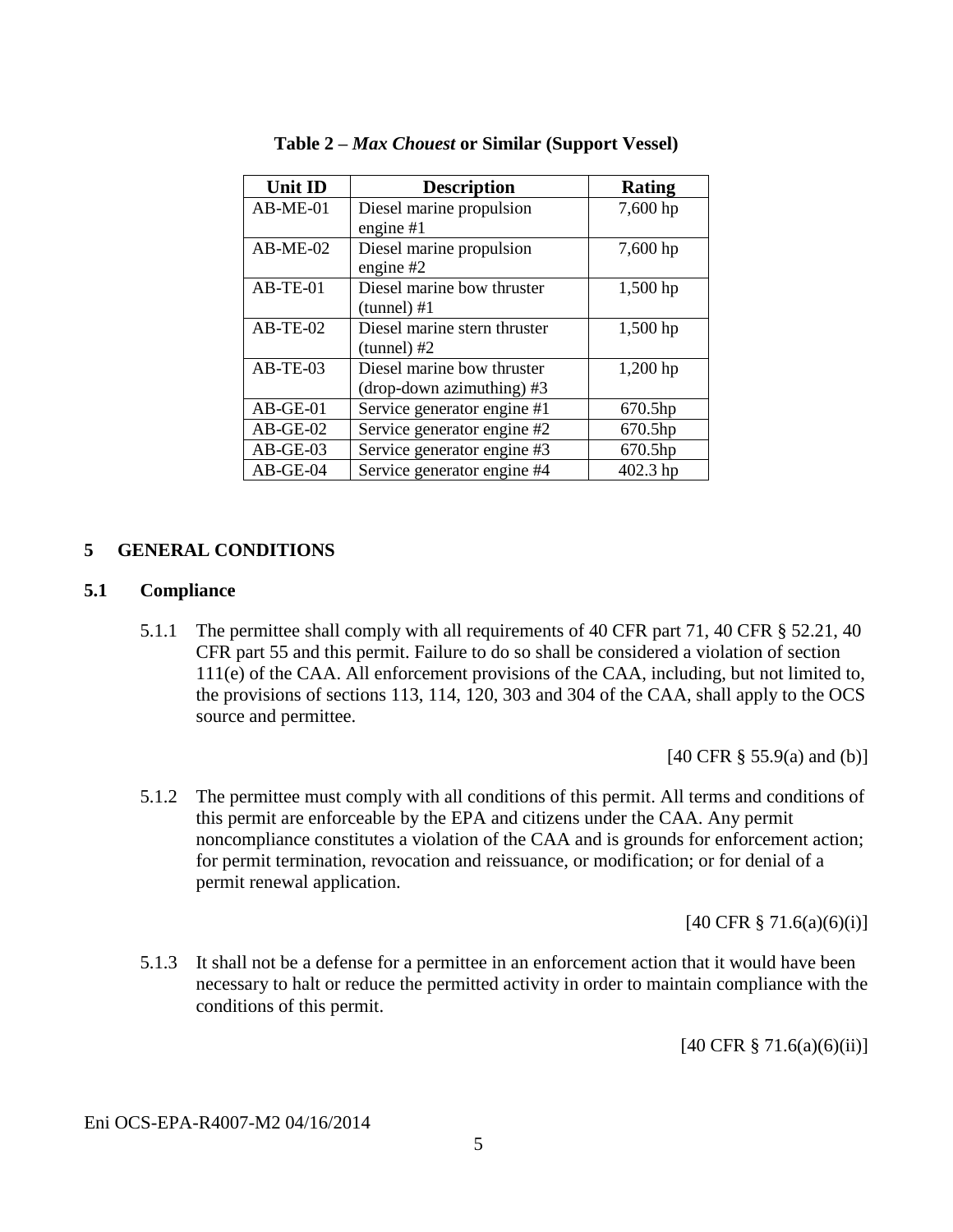**Table 2 – *Max Chouest* or Similar (Support Vessel)**

| Unit ID | Description | Rating |
|---|---|---|
| AB-ME-01 | Diesel marine propulsion engine #1 | 7,600 hp |
| AB-ME-02 | Diesel marine propulsion engine #2 | 7,600 hp |
| AB-TE-01 | Diesel marine bow thruster (tunnel) #1 | 1,500 hp |
| AB-TE-02 | Diesel marine stern thruster (tunnel) #2 | 1,500 hp |
| AB-TE-03 | Diesel marine bow thruster (drop-down azimuthing) #3 | 1,200 hp |
| AB-GE-01 | Service generator engine #1 | 670.5hp |
| AB-GE-02 | Service generator engine #2 | 670.5hp |
| AB-GE-03 | Service generator engine #3 | 670.5hp |
| AB-GE-04 | Service generator engine #4 | 402.3 hp |

# 5 GENERAL CONDITIONS

## 5.1 Compliance

5.1.1 The permittee shall comply with all requirements of 40 CFR part 71, 40 CFR § 52.21, 40 CFR part 55 and this permit. Failure to do so shall be considered a violation of section 111(e) of the CAA. All enforcement provisions of the CAA, including, but not limited to, the provisions of sections 113, 114, 120, 303 and 304 of the CAA, shall apply to the OCS source and permittee.

[40 CFR § 55.9(a) and (b)]

5.1.2 The permittee must comply with all conditions of this permit. All terms and conditions of this permit are enforceable by the EPA and citizens under the CAA. Any permit noncompliance constitutes a violation of the CAA and is grounds for enforcement action; for permit termination, revocation and reissuance, or modification; or for denial of a permit renewal application.

[40 CFR § 71.6(a)(6)(i)]

5.1.3 It shall not be a defense for a permittee in an enforcement action that it would have been necessary to halt or reduce the permitted activity in order to maintain compliance with the conditions of this permit.

[40 CFR § 71.6(a)(6)(ii)]

Eni OCS-EPA-R4007-M2 04/16/2014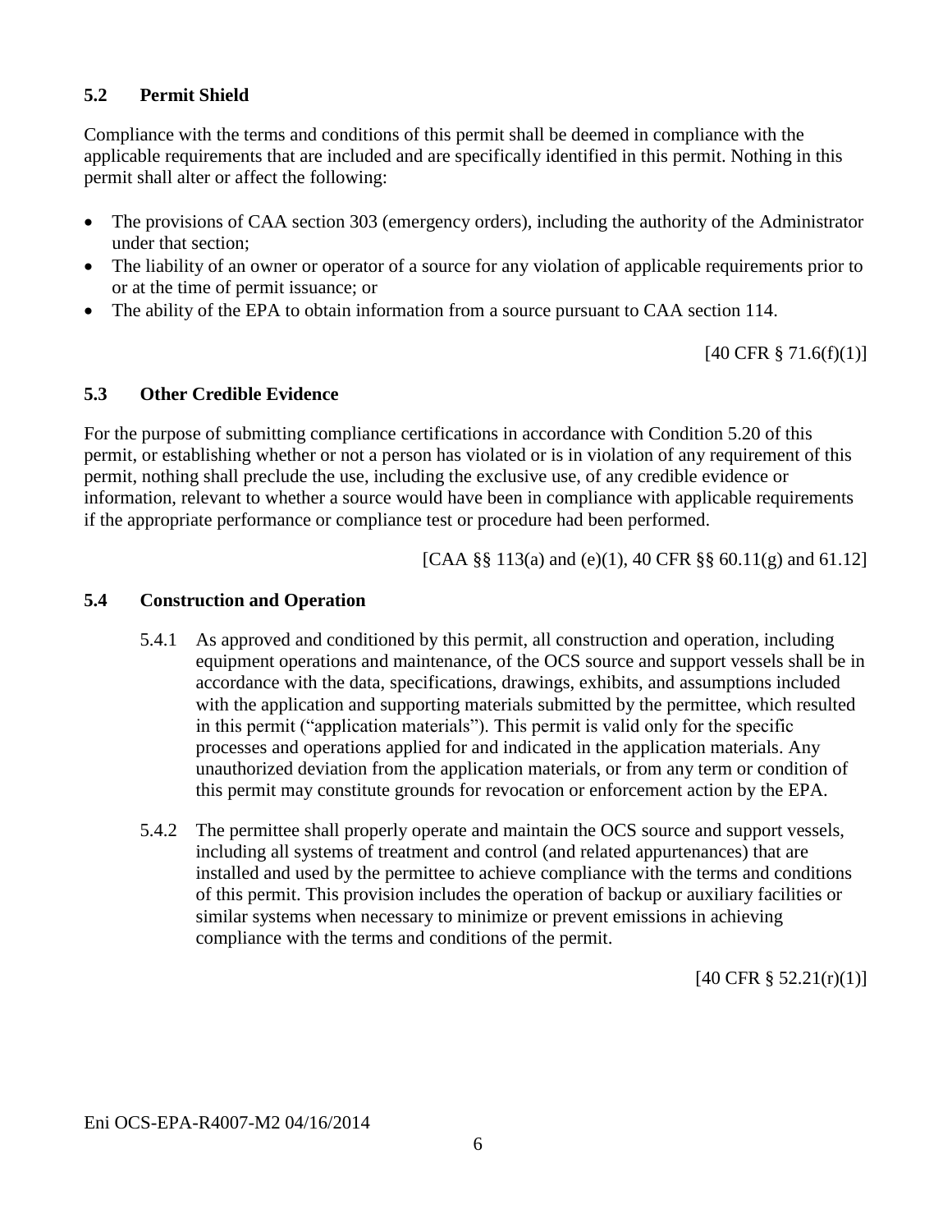### 5.2 Permit Shield

Compliance with the terms and conditions of this permit shall be deemed in compliance with the applicable requirements that are included and are specifically identified in this permit. Nothing in this permit shall alter or affect the following:

- The provisions of CAA section 303 (emergency orders), including the authority of the Administrator under that section;
- The liability of an owner or operator of a source for any violation of applicable requirements prior to or at the time of permit issuance; or
- The ability of the EPA to obtain information from a source pursuant to CAA section 114.

[40 CFR § 71.6(f)(1)]

### 5.3 Other Credible Evidence

For the purpose of submitting compliance certifications in accordance with Condition 5.20 of this permit, or establishing whether or not a person has violated or is in violation of any requirement of this permit, nothing shall preclude the use, including the exclusive use, of any credible evidence or information, relevant to whether a source would have been in compliance with applicable requirements if the appropriate performance or compliance test or procedure had been performed.

[CAA §§ 113(a) and (e)(1), 40 CFR §§ 60.11(g) and 61.12]

### 5.4 Construction and Operation

5.4.1 As approved and conditioned by this permit, all construction and operation, including equipment operations and maintenance, of the OCS source and support vessels shall be in accordance with the data, specifications, drawings, exhibits, and assumptions included with the application and supporting materials submitted by the permittee, which resulted in this permit ("application materials"). This permit is valid only for the specific processes and operations applied for and indicated in the application materials. Any unauthorized deviation from the application materials, or from any term or condition of this permit may constitute grounds for revocation or enforcement action by the EPA.

5.4.2 The permittee shall properly operate and maintain the OCS source and support vessels, including all systems of treatment and control (and related appurtenances) that are installed and used by the permittee to achieve compliance with the terms and conditions of this permit. This provision includes the operation of backup or auxiliary facilities or similar systems when necessary to minimize or prevent emissions in achieving compliance with the terms and conditions of the permit.

[40 CFR § 52.21(r)(1)]

Eni OCS-EPA-R4007-M2 04/16/2014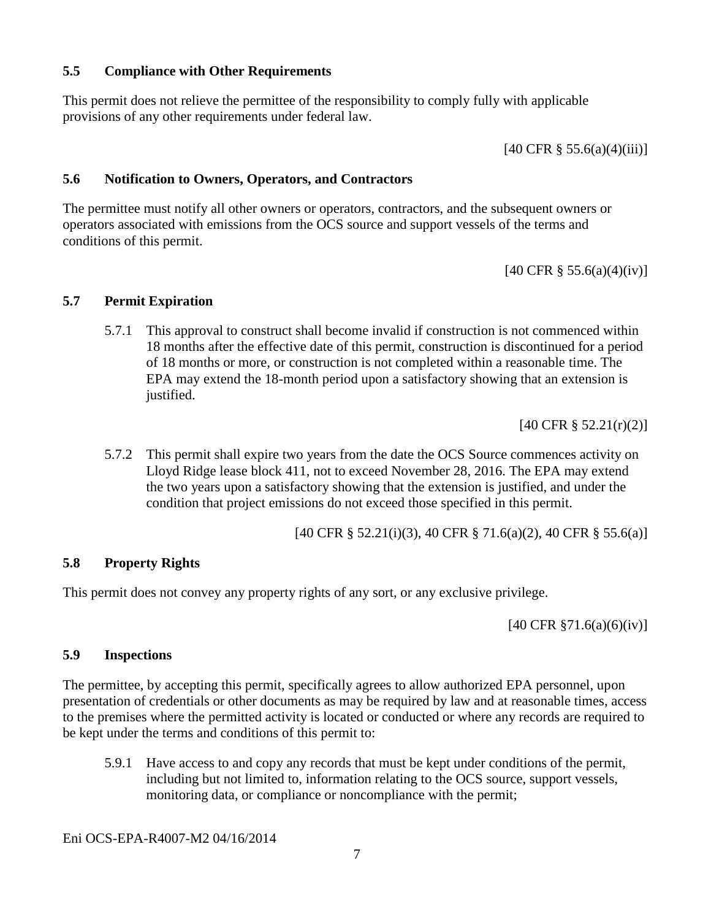### 5.5 Compliance with Other Requirements

This permit does not relieve the permittee of the responsibility to comply fully with applicable provisions of any other requirements under federal law.

[40 CFR § 55.6(a)(4)(iii)]

### 5.6 Notification to Owners, Operators, and Contractors

The permittee must notify all other owners or operators, contractors, and the subsequent owners or operators associated with emissions from the OCS source and support vessels of the terms and conditions of this permit.

[40 CFR § 55.6(a)(4)(iv)]

### 5.7 Permit Expiration

5.7.1 This approval to construct shall become invalid if construction is not commenced within 18 months after the effective date of this permit, construction is discontinued for a period of 18 months or more, or construction is not completed within a reasonable time. The EPA may extend the 18-month period upon a satisfactory showing that an extension is justified.

[40 CFR § 52.21(r)(2)]

5.7.2 This permit shall expire two years from the date the OCS Source commences activity on Lloyd Ridge lease block 411, not to exceed November 28, 2016. The EPA may extend the two years upon a satisfactory showing that the extension is justified, and under the condition that project emissions do not exceed those specified in this permit.

[40 CFR § 52.21(i)(3), 40 CFR § 71.6(a)(2), 40 CFR § 55.6(a)]

### 5.8 Property Rights

This permit does not convey any property rights of any sort, or any exclusive privilege.

[40 CFR §71.6(a)(6)(iv)]

### 5.9 Inspections

The permittee, by accepting this permit, specifically agrees to allow authorized EPA personnel, upon presentation of credentials or other documents as may be required by law and at reasonable times, access to the premises where the permitted activity is located or conducted or where any records are required to be kept under the terms and conditions of this permit to:

5.9.1 Have access to and copy any records that must be kept under conditions of the permit, including but not limited to, information relating to the OCS source, support vessels, monitoring data, or compliance or noncompliance with the permit;

Eni OCS-EPA-R4007-M2 04/16/2014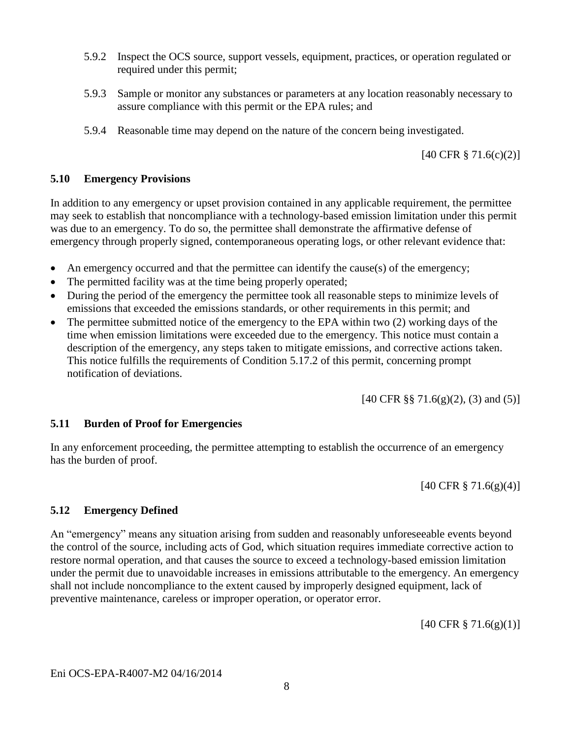5.9.2 Inspect the OCS source, support vessels, equipment, practices, or operation regulated or required under this permit;

5.9.3 Sample or monitor any substances or parameters at any location reasonably necessary to assure compliance with this permit or the EPA rules; and

5.9.4 Reasonable time may depend on the nature of the concern being investigated.

[40 CFR § 71.6(c)(2)]

### 5.10 Emergency Provisions

In addition to any emergency or upset provision contained in any applicable requirement, the permittee may seek to establish that noncompliance with a technology-based emission limitation under this permit was due to an emergency. To do so, the permittee shall demonstrate the affirmative defense of emergency through properly signed, contemporaneous operating logs, or other relevant evidence that:

- An emergency occurred and that the permittee can identify the cause(s) of the emergency;
- The permitted facility was at the time being properly operated;
- During the period of the emergency the permittee took all reasonable steps to minimize levels of emissions that exceeded the emissions standards, or other requirements in this permit; and
- The permittee submitted notice of the emergency to the EPA within two (2) working days of the time when emission limitations were exceeded due to the emergency. This notice must contain a description of the emergency, any steps taken to mitigate emissions, and corrective actions taken. This notice fulfills the requirements of Condition 5.17.2 of this permit, concerning prompt notification of deviations.

[40 CFR §§ 71.6(g)(2), (3) and (5)]

### 5.11 Burden of Proof for Emergencies

In any enforcement proceeding, the permittee attempting to establish the occurrence of an emergency has the burden of proof.

[40 CFR § 71.6(g)(4)]

### 5.12 Emergency Defined

An "emergency" means any situation arising from sudden and reasonably unforeseeable events beyond the control of the source, including acts of God, which situation requires immediate corrective action to restore normal operation, and that causes the source to exceed a technology-based emission limitation under the permit due to unavoidable increases in emissions attributable to the emergency. An emergency shall not include noncompliance to the extent caused by improperly designed equipment, lack of preventive maintenance, careless or improper operation, or operator error.

[40 CFR § 71.6(g)(1)]

Eni OCS-EPA-R4007-M2 04/16/2014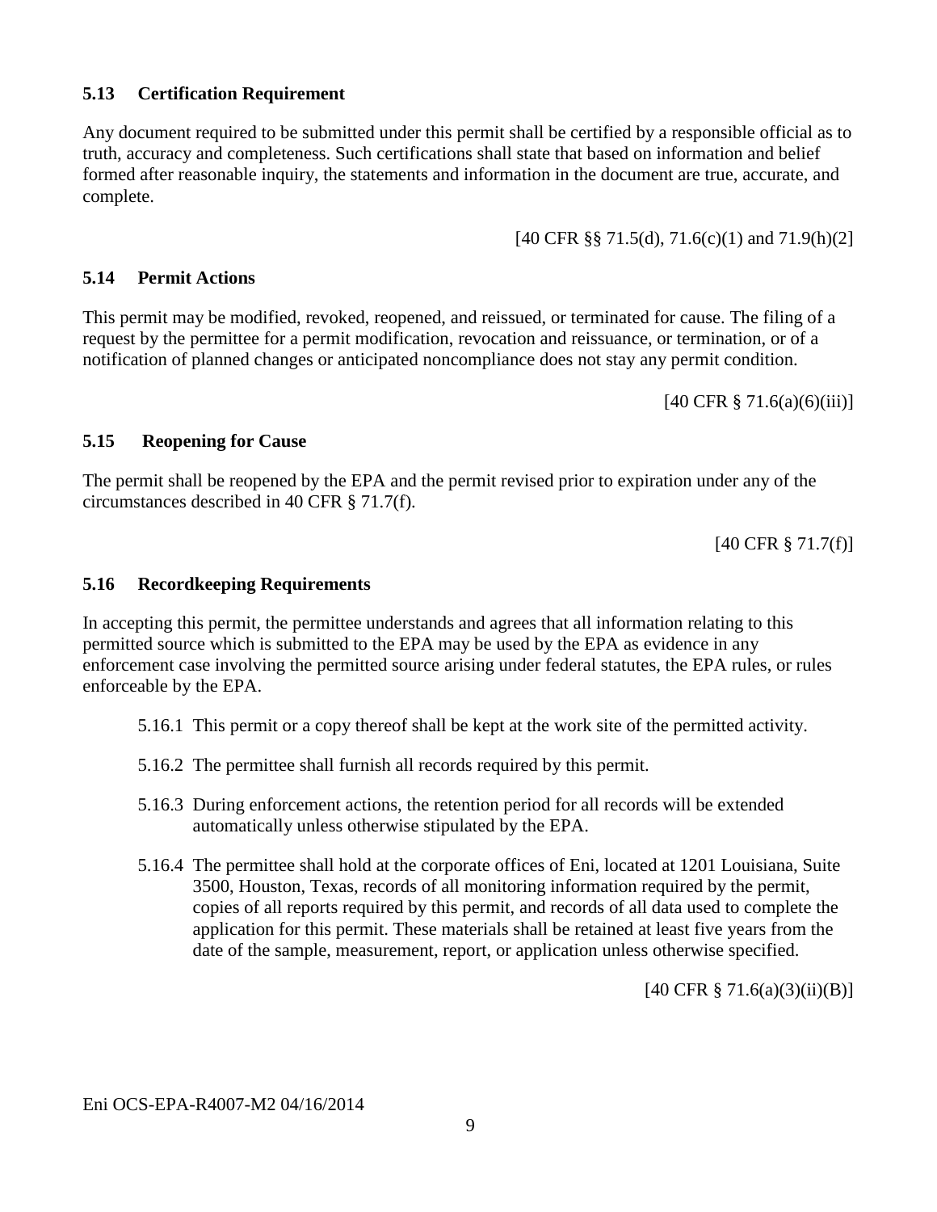### 5.13 Certification Requirement

Any document required to be submitted under this permit shall be certified by a responsible official as to truth, accuracy and completeness. Such certifications shall state that based on information and belief formed after reasonable inquiry, the statements and information in the document are true, accurate, and complete.

[40 CFR §§ 71.5(d), 71.6(c)(1) and 71.9(h)(2]

### 5.14 Permit Actions

This permit may be modified, revoked, reopened, and reissued, or terminated for cause. The filing of a request by the permittee for a permit modification, revocation and reissuance, or termination, or of a notification of planned changes or anticipated noncompliance does not stay any permit condition.

[40 CFR § 71.6(a)(6)(iii)]

### 5.15 Reopening for Cause

The permit shall be reopened by the EPA and the permit revised prior to expiration under any of the circumstances described in 40 CFR § 71.7(f).

[40 CFR § 71.7(f)]

### 5.16 Recordkeeping Requirements

In accepting this permit, the permittee understands and agrees that all information relating to this permitted source which is submitted to the EPA may be used by the EPA as evidence in any enforcement case involving the permitted source arising under federal statutes, the EPA rules, or rules enforceable by the EPA.

5.16.1 This permit or a copy thereof shall be kept at the work site of the permitted activity.

5.16.2 The permittee shall furnish all records required by this permit.

5.16.3 During enforcement actions, the retention period for all records will be extended automatically unless otherwise stipulated by the EPA.

5.16.4 The permittee shall hold at the corporate offices of Eni, located at 1201 Louisiana, Suite 3500, Houston, Texas, records of all monitoring information required by the permit, copies of all reports required by this permit, and records of all data used to complete the application for this permit. These materials shall be retained at least five years from the date of the sample, measurement, report, or application unless otherwise specified.

[40 CFR § 71.6(a)(3)(ii)(B)]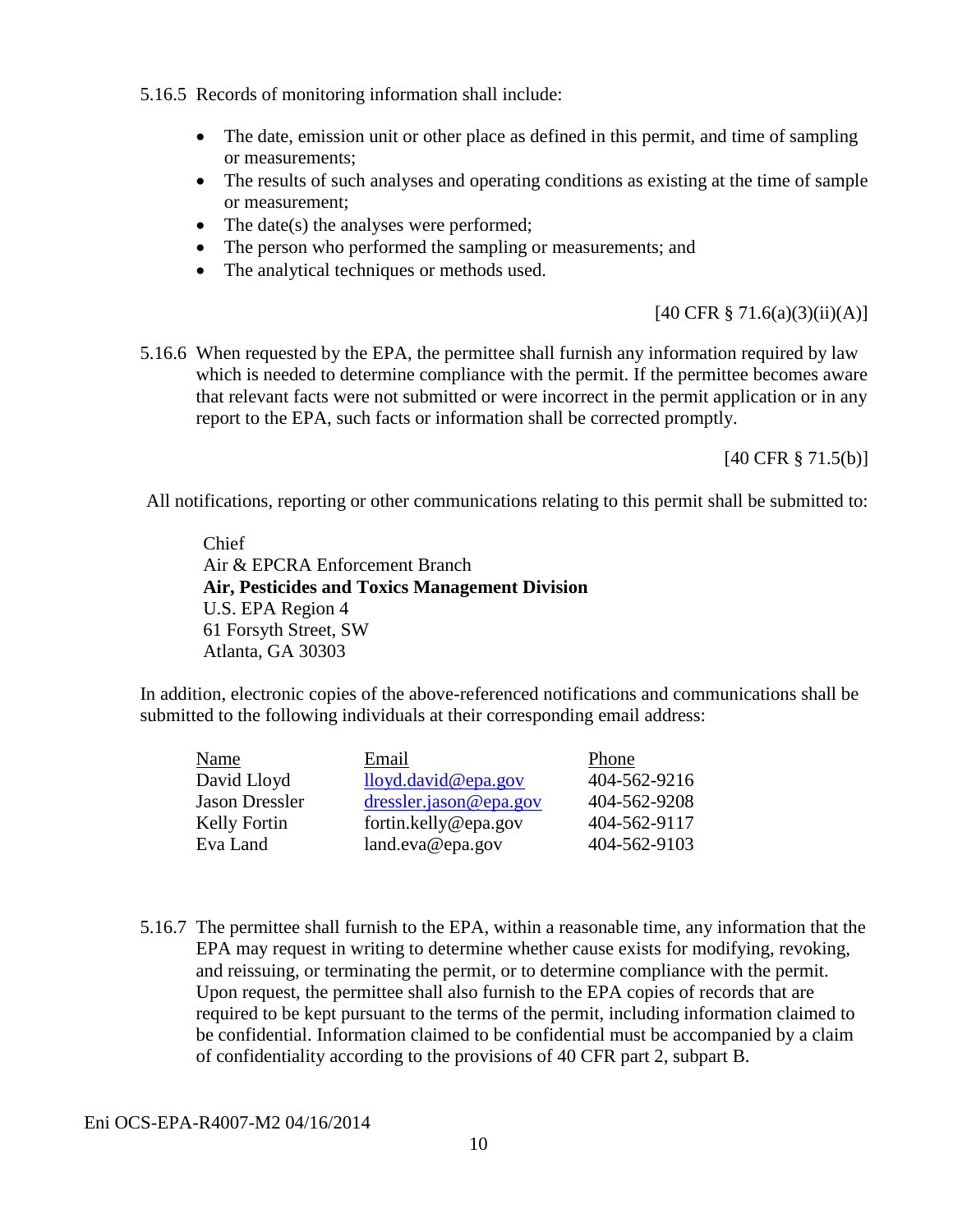5.16.5 Records of monitoring information shall include:

- The date, emission unit or other place as defined in this permit, and time of sampling or measurements;
- The results of such analyses and operating conditions as existing at the time of sample or measurement;
- The date(s) the analyses were performed;
- The person who performed the sampling or measurements; and
- The analytical techniques or methods used.

[40 CFR § 71.6(a)(3)(ii)(A)]

5.16.6 When requested by the EPA, the permittee shall furnish any information required by law which is needed to determine compliance with the permit. If the permittee becomes aware that relevant facts were not submitted or were incorrect in the permit application or in any report to the EPA, such facts or information shall be corrected promptly.

[40 CFR § 71.5(b)]

All notifications, reporting or other communications relating to this permit shall be submitted to:

Chief
Air & EPCRA Enforcement Branch
**Air, Pesticides and Toxics Management Division**
U.S. EPA Region 4
61 Forsyth Street, SW
Atlanta, GA 30303

In addition, electronic copies of the above-referenced notifications and communications shall be submitted to the following individuals at their corresponding email address:

| Name | Email | Phone |
|---|---|---|
| David Lloyd | lloyd.david@epa.gov | 404-562-9216 |
| Jason Dressler | dressler.jason@epa.gov | 404-562-9208 |
| Kelly Fortin | fortin.kelly@epa.gov | 404-562-9117 |
| Eva Land | land.eva@epa.gov | 404-562-9103 |

5.16.7 The permittee shall furnish to the EPA, within a reasonable time, any information that the EPA may request in writing to determine whether cause exists for modifying, revoking, and reissuing, or terminating the permit, or to determine compliance with the permit. Upon request, the permittee shall also furnish to the EPA copies of records that are required to be kept pursuant to the terms of the permit, including information claimed to be confidential. Information claimed to be confidential must be accompanied by a claim of confidentiality according to the provisions of 40 CFR part 2, subpart B.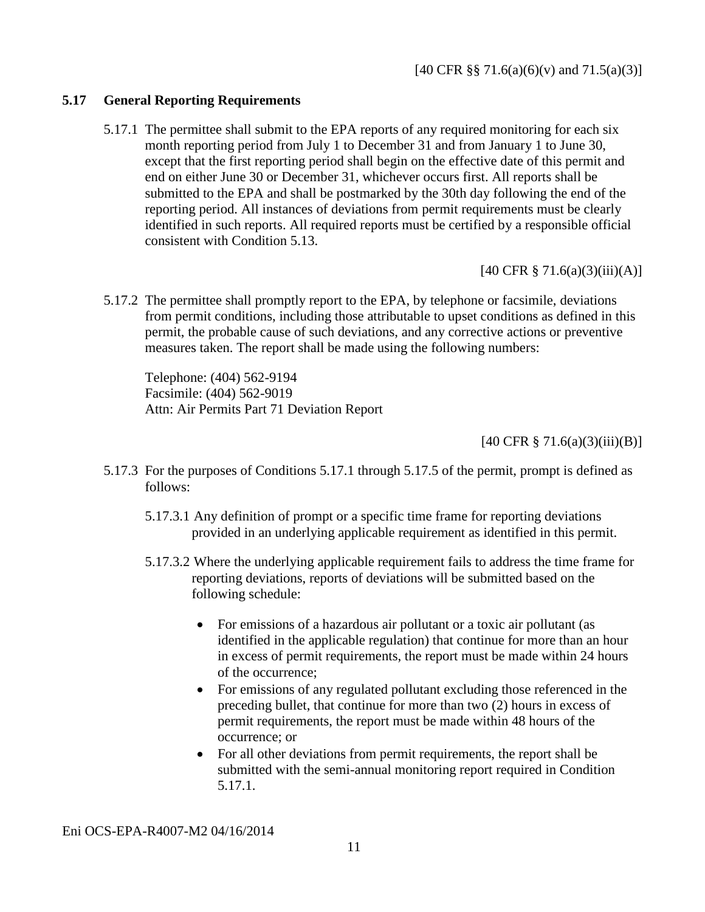[40 CFR §§ 71.6(a)(6)(v) and 71.5(a)(3)]

## 5.17 General Reporting Requirements

5.17.1 The permittee shall submit to the EPA reports of any required monitoring for each six month reporting period from July 1 to December 31 and from January 1 to June 30, except that the first reporting period shall begin on the effective date of this permit and end on either June 30 or December 31, whichever occurs first. All reports shall be submitted to the EPA and shall be postmarked by the 30th day following the end of the reporting period. All instances of deviations from permit requirements must be clearly identified in such reports. All required reports must be certified by a responsible official consistent with Condition 5.13.

[40 CFR § 71.6(a)(3)(iii)(A)]

5.17.2 The permittee shall promptly report to the EPA, by telephone or facsimile, deviations from permit conditions, including those attributable to upset conditions as defined in this permit, the probable cause of such deviations, and any corrective actions or preventive measures taken. The report shall be made using the following numbers:

Telephone: (404) 562-9194
Facsimile: (404) 562-9019
Attn: Air Permits Part 71 Deviation Report

[40 CFR § 71.6(a)(3)(iii)(B)]

5.17.3 For the purposes of Conditions 5.17.1 through 5.17.5 of the permit, prompt is defined as follows:

5.17.3.1 Any definition of prompt or a specific time frame for reporting deviations provided in an underlying applicable requirement as identified in this permit.

5.17.3.2 Where the underlying applicable requirement fails to address the time frame for reporting deviations, reports of deviations will be submitted based on the following schedule:

- For emissions of a hazardous air pollutant or a toxic air pollutant (as identified in the applicable regulation) that continue for more than an hour in excess of permit requirements, the report must be made within 24 hours of the occurrence;
- For emissions of any regulated pollutant excluding those referenced in the preceding bullet, that continue for more than two (2) hours in excess of permit requirements, the report must be made within 48 hours of the occurrence; or
- For all other deviations from permit requirements, the report shall be submitted with the semi-annual monitoring report required in Condition 5.17.1.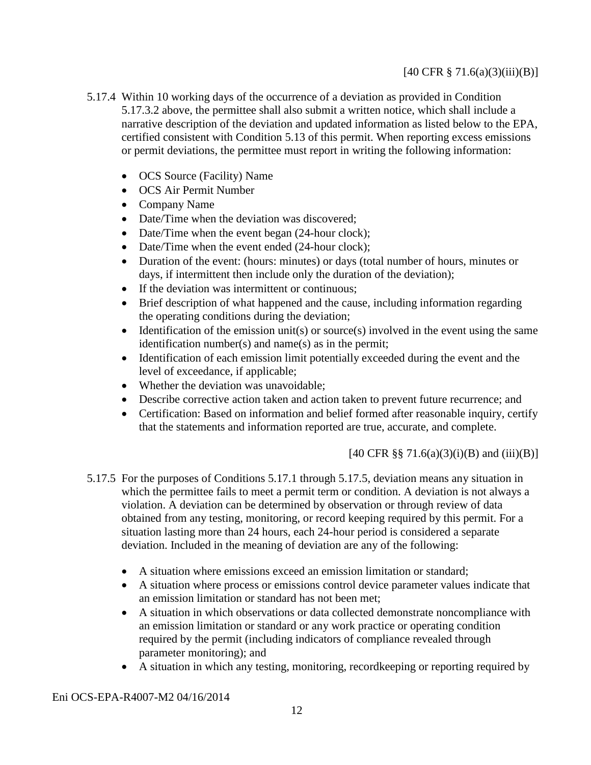[40 CFR § 71.6(a)(3)(iii)(B)]

5.17.4 Within 10 working days of the occurrence of a deviation as provided in Condition 5.17.3.2 above, the permittee shall also submit a written notice, which shall include a narrative description of the deviation and updated information as listed below to the EPA, certified consistent with Condition 5.13 of this permit. When reporting excess emissions or permit deviations, the permittee must report in writing the following information:

- OCS Source (Facility) Name
- OCS Air Permit Number
- Company Name
- Date/Time when the deviation was discovered;
- Date/Time when the event began (24-hour clock);
- Date/Time when the event ended (24-hour clock);
- Duration of the event: (hours: minutes) or days (total number of hours, minutes or days, if intermittent then include only the duration of the deviation);
- If the deviation was intermittent or continuous;
- Brief description of what happened and the cause, including information regarding the operating conditions during the deviation;
- Identification of the emission unit(s) or source(s) involved in the event using the same identification number(s) and name(s) as in the permit;
- Identification of each emission limit potentially exceeded during the event and the level of exceedance, if applicable;
- Whether the deviation was unavoidable;
- Describe corrective action taken and action taken to prevent future recurrence; and
- Certification: Based on information and belief formed after reasonable inquiry, certify that the statements and information reported are true, accurate, and complete.

[40 CFR §§ 71.6(a)(3)(i)(B) and (iii)(B)]

5.17.5 For the purposes of Conditions 5.17.1 through 5.17.5, deviation means any situation in which the permittee fails to meet a permit term or condition. A deviation is not always a violation. A deviation can be determined by observation or through review of data obtained from any testing, monitoring, or record keeping required by this permit. For a situation lasting more than 24 hours, each 24-hour period is considered a separate deviation. Included in the meaning of deviation are any of the following:

- A situation where emissions exceed an emission limitation or standard;
- A situation where process or emissions control device parameter values indicate that an emission limitation or standard has not been met;
- A situation in which observations or data collected demonstrate noncompliance with an emission limitation or standard or any work practice or operating condition required by the permit (including indicators of compliance revealed through parameter monitoring); and
- A situation in which any testing, monitoring, recordkeeping or reporting required by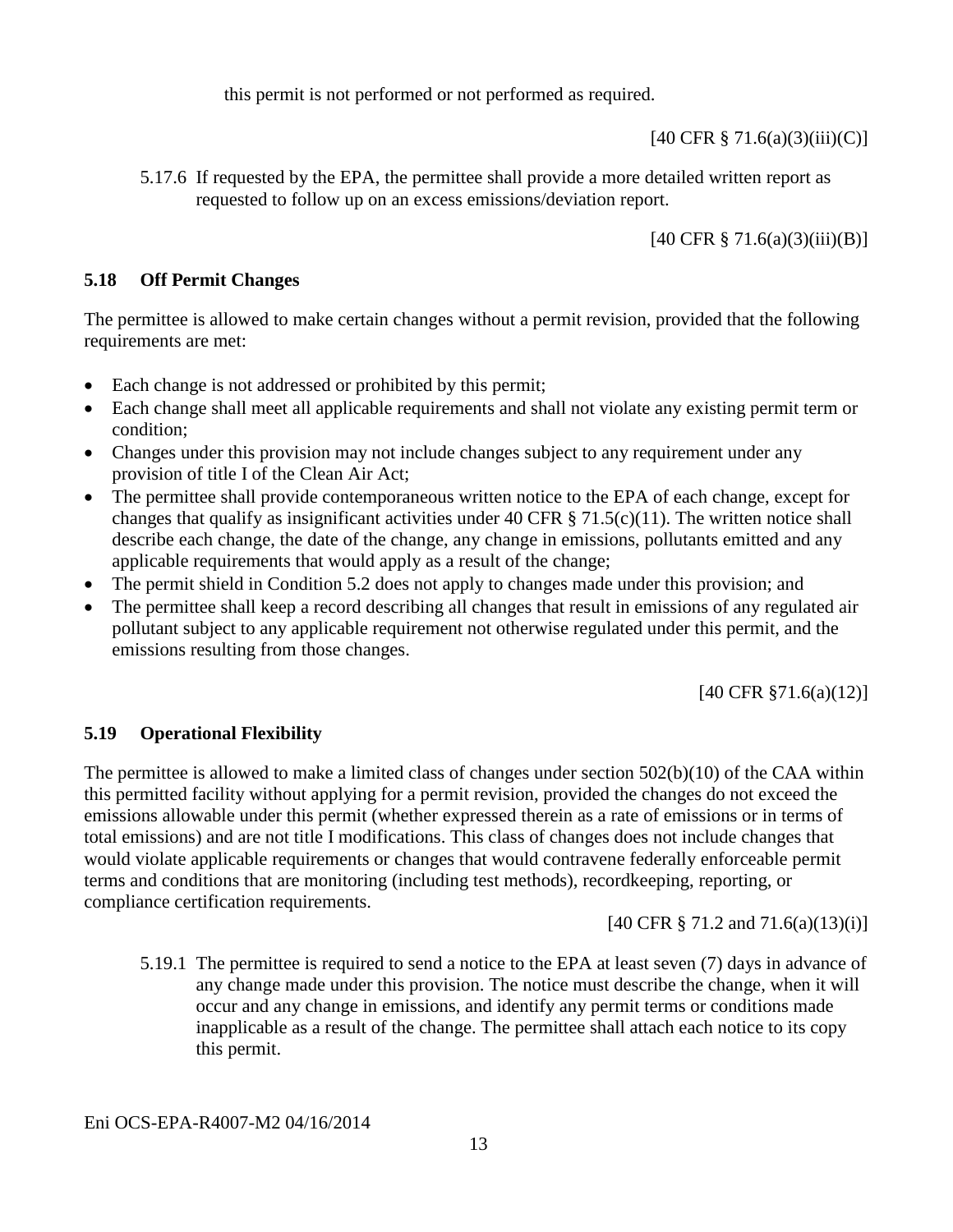this permit is not performed or not performed as required.

[40 CFR § 71.6(a)(3)(iii)(C)]

5.17.6 If requested by the EPA, the permittee shall provide a more detailed written report as requested to follow up on an excess emissions/deviation report.

[40 CFR § 71.6(a)(3)(iii)(B)]

### 5.18 Off Permit Changes

The permittee is allowed to make certain changes without a permit revision, provided that the following requirements are met:

- Each change is not addressed or prohibited by this permit;
- Each change shall meet all applicable requirements and shall not violate any existing permit term or condition;
- Changes under this provision may not include changes subject to any requirement under any provision of title I of the Clean Air Act;
- The permittee shall provide contemporaneous written notice to the EPA of each change, except for changes that qualify as insignificant activities under 40 CFR § 71.5(c)(11). The written notice shall describe each change, the date of the change, any change in emissions, pollutants emitted and any applicable requirements that would apply as a result of the change;
- The permit shield in Condition 5.2 does not apply to changes made under this provision; and
- The permittee shall keep a record describing all changes that result in emissions of any regulated air pollutant subject to any applicable requirement not otherwise regulated under this permit, and the emissions resulting from those changes.

[40 CFR §71.6(a)(12)]

### 5.19 Operational Flexibility

The permittee is allowed to make a limited class of changes under section 502(b)(10) of the CAA within this permitted facility without applying for a permit revision, provided the changes do not exceed the emissions allowable under this permit (whether expressed therein as a rate of emissions or in terms of total emissions) and are not title I modifications. This class of changes does not include changes that would violate applicable requirements or changes that would contravene federally enforceable permit terms and conditions that are monitoring (including test methods), recordkeeping, reporting, or compliance certification requirements.

[40 CFR § 71.2 and 71.6(a)(13)(i)]

5.19.1 The permittee is required to send a notice to the EPA at least seven (7) days in advance of any change made under this provision. The notice must describe the change, when it will occur and any change in emissions, and identify any permit terms or conditions made inapplicable as a result of the change. The permittee shall attach each notice to its copy this permit.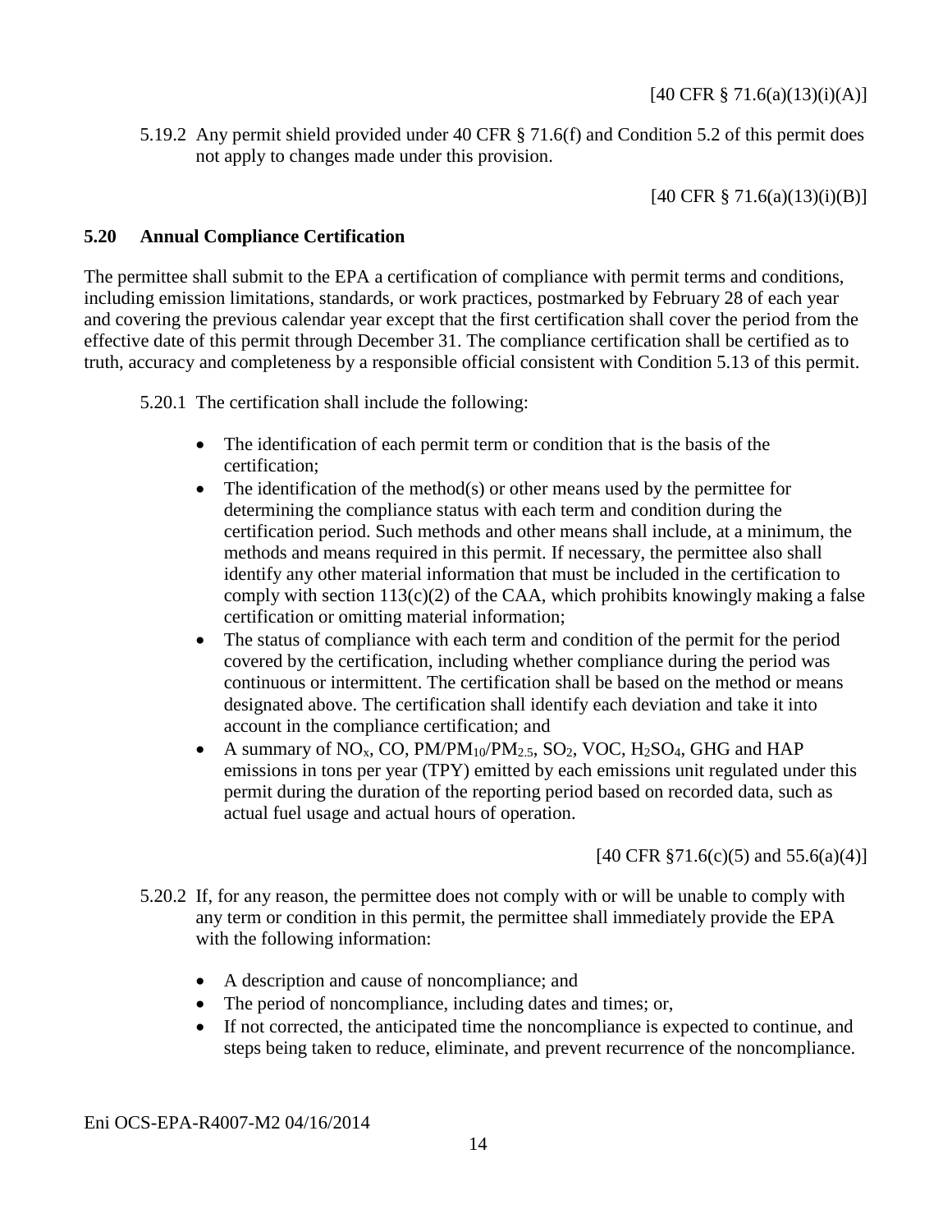[40 CFR § 71.6(a)(13)(i)(A)]

5.19.2 Any permit shield provided under 40 CFR § 71.6(f) and Condition 5.2 of this permit does not apply to changes made under this provision.

[40 CFR § 71.6(a)(13)(i)(B)]

### 5.20 Annual Compliance Certification

The permittee shall submit to the EPA a certification of compliance with permit terms and conditions, including emission limitations, standards, or work practices, postmarked by February 28 of each year and covering the previous calendar year except that the first certification shall cover the period from the effective date of this permit through December 31. The compliance certification shall be certified as to truth, accuracy and completeness by a responsible official consistent with Condition 5.13 of this permit.

5.20.1 The certification shall include the following:

- The identification of each permit term or condition that is the basis of the certification;
- The identification of the method(s) or other means used by the permittee for determining the compliance status with each term and condition during the certification period. Such methods and other means shall include, at a minimum, the methods and means required in this permit. If necessary, the permittee also shall identify any other material information that must be included in the certification to comply with section 113(c)(2) of the CAA, which prohibits knowingly making a false certification or omitting material information;
- The status of compliance with each term and condition of the permit for the period covered by the certification, including whether compliance during the period was continuous or intermittent. The certification shall be based on the method or means designated above. The certification shall identify each deviation and take it into account in the compliance certification; and
- A summary of $NO_x$, CO, $PM/PM_{10}/PM_{2.5}$, $SO_2$, VOC, $H_2SO_4$, GHG and HAP emissions in tons per year (TPY) emitted by each emissions unit regulated under this permit during the duration of the reporting period based on recorded data, such as actual fuel usage and actual hours of operation.

[40 CFR §71.6(c)(5) and 55.6(a)(4)]

5.20.2 If, for any reason, the permittee does not comply with or will be unable to comply with any term or condition in this permit, the permittee shall immediately provide the EPA with the following information:

- A description and cause of noncompliance; and
- The period of noncompliance, including dates and times; or,
- If not corrected, the anticipated time the noncompliance is expected to continue, and steps being taken to reduce, eliminate, and prevent recurrence of the noncompliance.

Eni OCS-EPA-R4007-M2 04/16/2014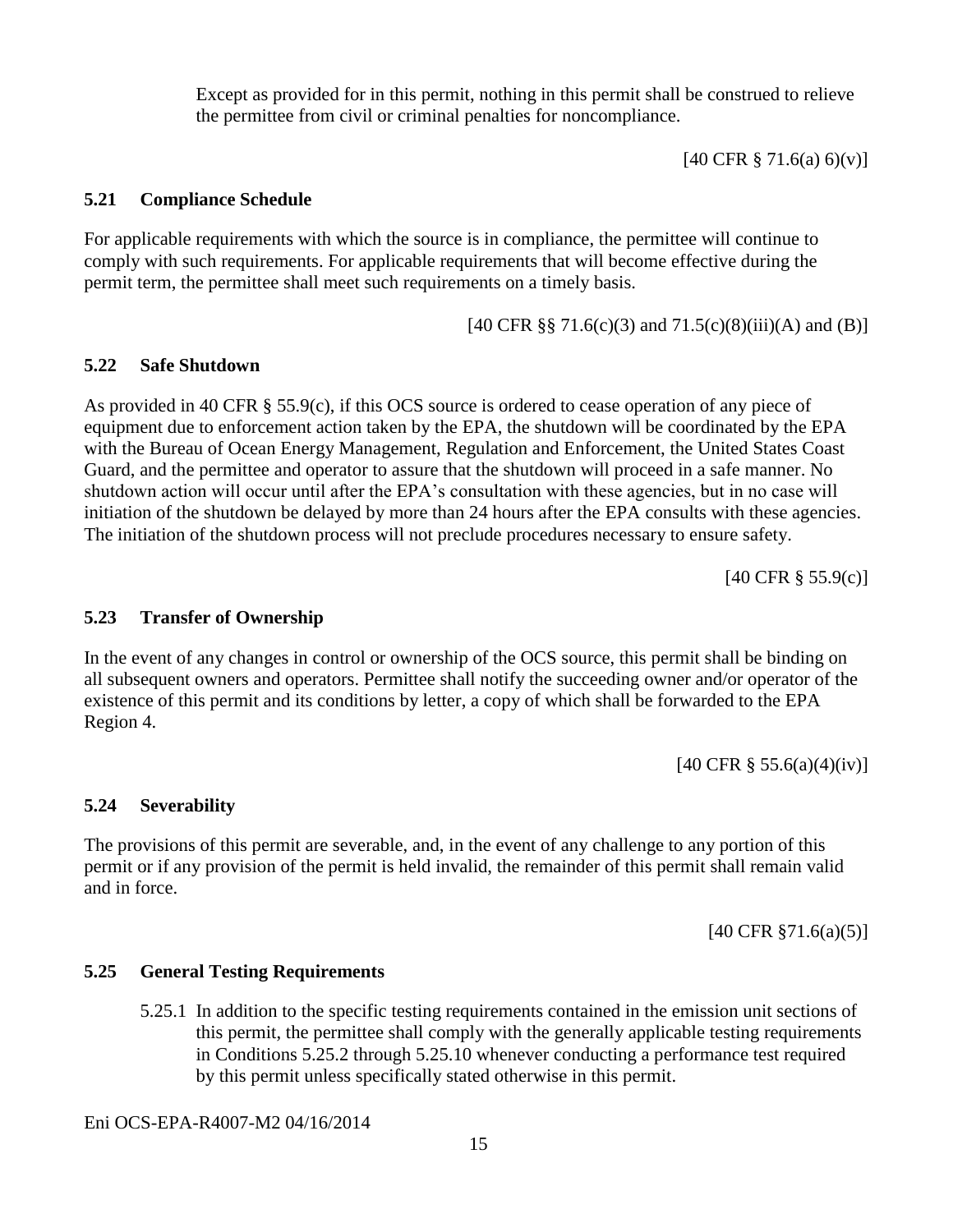Except as provided for in this permit, nothing in this permit shall be construed to relieve the permittee from civil or criminal penalties for noncompliance.

[40 CFR § 71.6(a) 6)(v)]

### 5.21 Compliance Schedule

For applicable requirements with which the source is in compliance, the permittee will continue to comply with such requirements. For applicable requirements that will become effective during the permit term, the permittee shall meet such requirements on a timely basis.

[40 CFR §§ 71.6(c)(3) and 71.5(c)(8)(iii)(A) and (B)]

### 5.22 Safe Shutdown

As provided in 40 CFR § 55.9(c), if this OCS source is ordered to cease operation of any piece of equipment due to enforcement action taken by the EPA, the shutdown will be coordinated by the EPA with the Bureau of Ocean Energy Management, Regulation and Enforcement, the United States Coast Guard, and the permittee and operator to assure that the shutdown will proceed in a safe manner. No shutdown action will occur until after the EPA's consultation with these agencies, but in no case will initiation of the shutdown be delayed by more than 24 hours after the EPA consults with these agencies. The initiation of the shutdown process will not preclude procedures necessary to ensure safety.

[40 CFR § 55.9(c)]

### 5.23 Transfer of Ownership

In the event of any changes in control or ownership of the OCS source, this permit shall be binding on all subsequent owners and operators. Permittee shall notify the succeeding owner and/or operator of the existence of this permit and its conditions by letter, a copy of which shall be forwarded to the EPA Region 4.

[40 CFR § 55.6(a)(4)(iv)]

### 5.24 Severability

The provisions of this permit are severable, and, in the event of any challenge to any portion of this permit or if any provision of the permit is held invalid, the remainder of this permit shall remain valid and in force.

[40 CFR §71.6(a)(5)]

### 5.25 General Testing Requirements

5.25.1 In addition to the specific testing requirements contained in the emission unit sections of this permit, the permittee shall comply with the generally applicable testing requirements in Conditions 5.25.2 through 5.25.10 whenever conducting a performance test required by this permit unless specifically stated otherwise in this permit.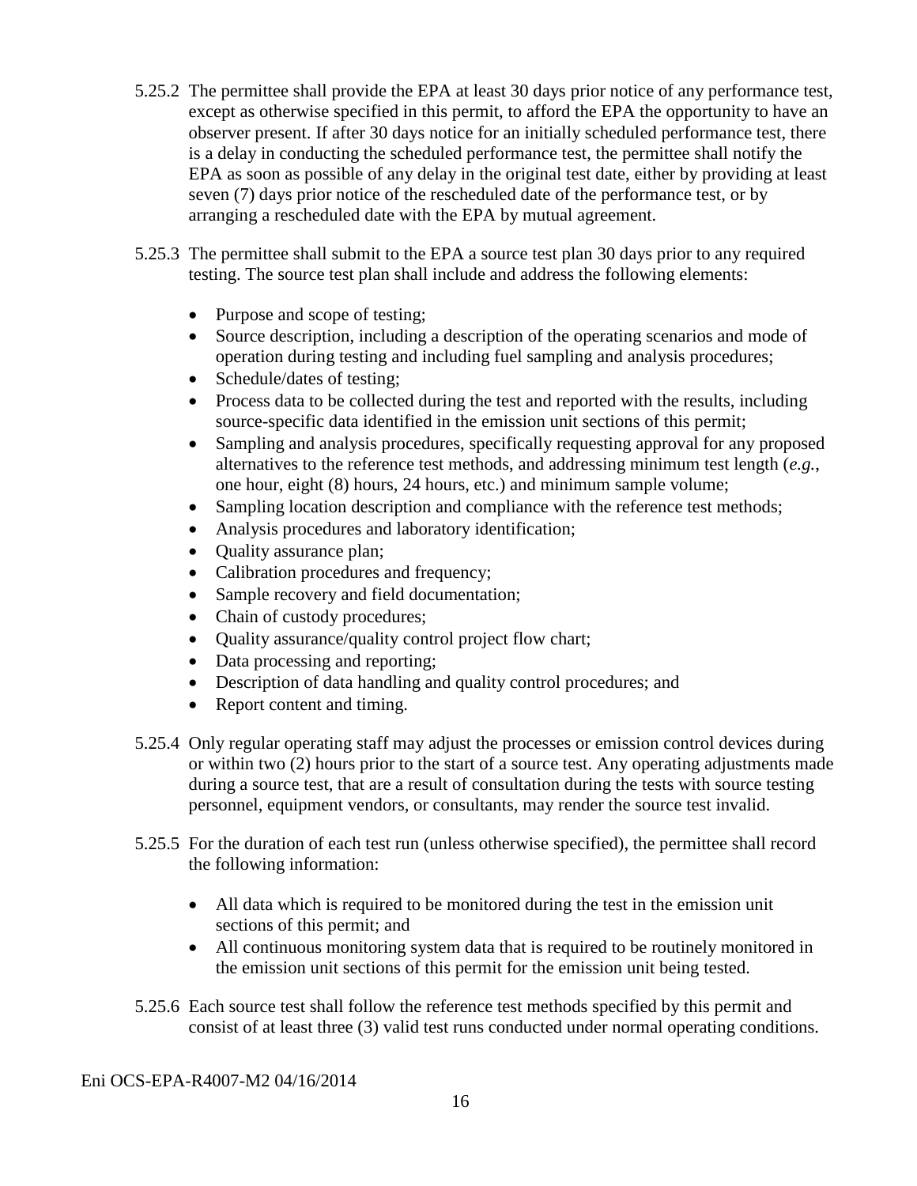5.25.2 The permittee shall provide the EPA at least 30 days prior notice of any performance test, except as otherwise specified in this permit, to afford the EPA the opportunity to have an observer present. If after 30 days notice for an initially scheduled performance test, there is a delay in conducting the scheduled performance test, the permittee shall notify the EPA as soon as possible of any delay in the original test date, either by providing at least seven (7) days prior notice of the rescheduled date of the performance test, or by arranging a rescheduled date with the EPA by mutual agreement.

5.25.3 The permittee shall submit to the EPA a source test plan 30 days prior to any required testing. The source test plan shall include and address the following elements:

- Purpose and scope of testing;
- Source description, including a description of the operating scenarios and mode of operation during testing and including fuel sampling and analysis procedures;
- Schedule/dates of testing;
- Process data to be collected during the test and reported with the results, including source-specific data identified in the emission unit sections of this permit;
- Sampling and analysis procedures, specifically requesting approval for any proposed alternatives to the reference test methods, and addressing minimum test length (*e.g.*, one hour, eight (8) hours, 24 hours, etc.) and minimum sample volume;
- Sampling location description and compliance with the reference test methods;
- Analysis procedures and laboratory identification;
- Quality assurance plan;
- Calibration procedures and frequency;
- Sample recovery and field documentation;
- Chain of custody procedures;
- Quality assurance/quality control project flow chart;
- Data processing and reporting;
- Description of data handling and quality control procedures; and
- Report content and timing.

5.25.4 Only regular operating staff may adjust the processes or emission control devices during or within two (2) hours prior to the start of a source test. Any operating adjustments made during a source test, that are a result of consultation during the tests with source testing personnel, equipment vendors, or consultants, may render the source test invalid.

5.25.5 For the duration of each test run (unless otherwise specified), the permittee shall record the following information:

- All data which is required to be monitored during the test in the emission unit sections of this permit; and
- All continuous monitoring system data that is required to be routinely monitored in the emission unit sections of this permit for the emission unit being tested.

5.25.6 Each source test shall follow the reference test methods specified by this permit and consist of at least three (3) valid test runs conducted under normal operating conditions.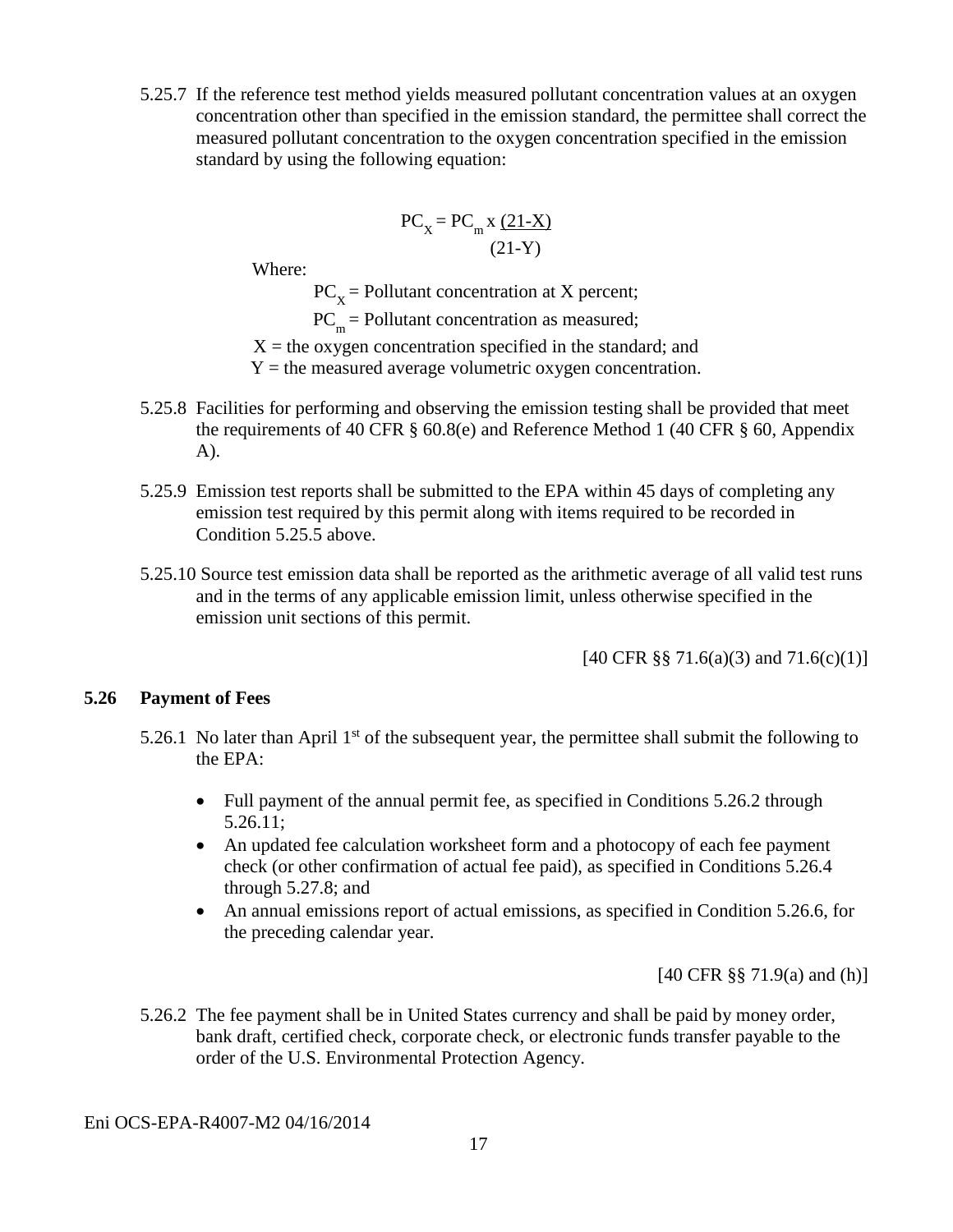5.25.7 If the reference test method yields measured pollutant concentration values at an oxygen concentration other than specified in the emission standard, the permittee shall correct the measured pollutant concentration to the oxygen concentration specified in the emission standard by using the following equation:

$$PC_X = PC_m \times \frac{(21-X)}{(21-Y)}$$

Where:

$PC_X$ = Pollutant concentration at X percent;

$PC_m$ = Pollutant concentration as measured;

X = the oxygen concentration specified in the standard; and

Y = the measured average volumetric oxygen concentration.

5.25.8 Facilities for performing and observing the emission testing shall be provided that meet the requirements of 40 CFR § 60.8(e) and Reference Method 1 (40 CFR § 60, Appendix A).

5.25.9 Emission test reports shall be submitted to the EPA within 45 days of completing any emission test required by this permit along with items required to be recorded in Condition 5.25.5 above.

5.25.10 Source test emission data shall be reported as the arithmetic average of all valid test runs and in the terms of any applicable emission limit, unless otherwise specified in the emission unit sections of this permit.

[40 CFR §§ 71.6(a)(3) and 71.6(c)(1)]

## 5.26 Payment of Fees

5.26.1 No later than April 1st of the subsequent year, the permittee shall submit the following to the EPA:

- Full payment of the annual permit fee, as specified in Conditions 5.26.2 through 5.26.11;
- An updated fee calculation worksheet form and a photocopy of each fee payment check (or other confirmation of actual fee paid), as specified in Conditions 5.26.4 through 5.27.8; and
- An annual emissions report of actual emissions, as specified in Condition 5.26.6, for the preceding calendar year.

[40 CFR §§ 71.9(a) and (h)]

5.26.2 The fee payment shall be in United States currency and shall be paid by money order, bank draft, certified check, corporate check, or electronic funds transfer payable to the order of the U.S. Environmental Protection Agency.

Eni OCS-EPA-R4007-M2 04/16/2014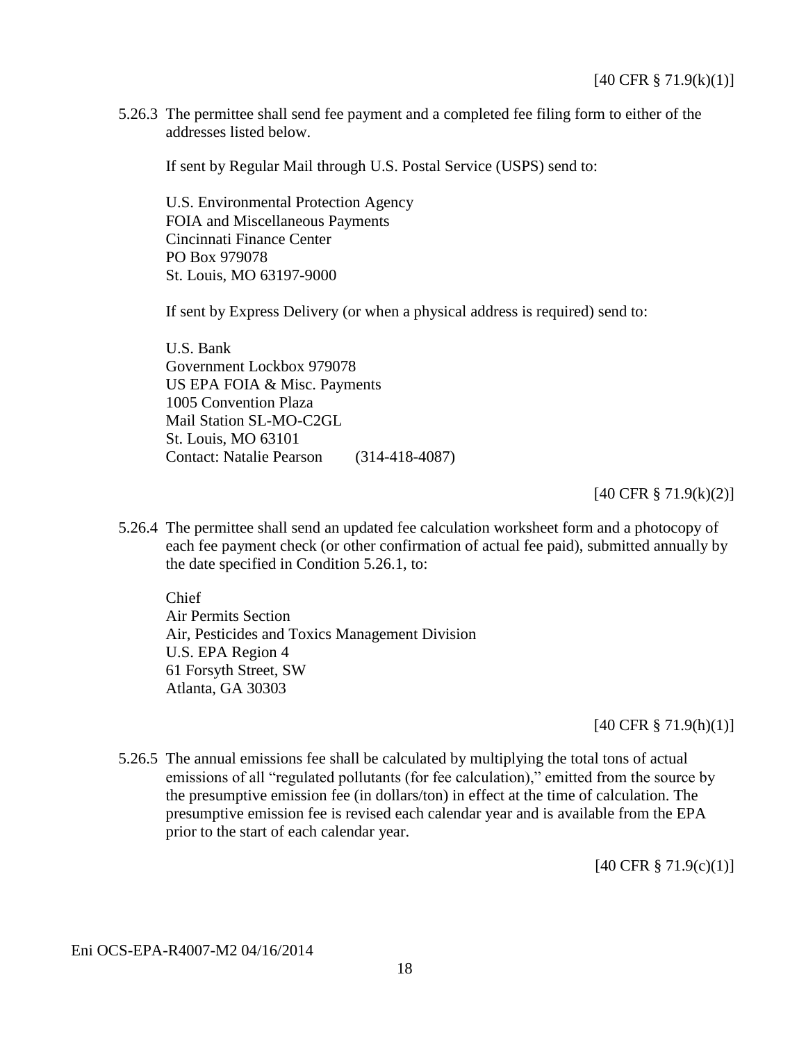[40 CFR § 71.9(k)(1)]

5.26.3 The permittee shall send fee payment and a completed fee filing form to either of the addresses listed below.

If sent by Regular Mail through U.S. Postal Service (USPS) send to:

U.S. Environmental Protection Agency
FOIA and Miscellaneous Payments
Cincinnati Finance Center
PO Box 979078
St. Louis, MO 63197-9000

If sent by Express Delivery (or when a physical address is required) send to:

U.S. Bank
Government Lockbox 979078
US EPA FOIA & Misc. Payments
1005 Convention Plaza
Mail Station SL-MO-C2GL
St. Louis, MO 63101
Contact: Natalie Pearson (314-418-4087)

[40 CFR § 71.9(k)(2)]

5.26.4 The permittee shall send an updated fee calculation worksheet form and a photocopy of each fee payment check (or other confirmation of actual fee paid), submitted annually by the date specified in Condition 5.26.1, to:

Chief
Air Permits Section
Air, Pesticides and Toxics Management Division
U.S. EPA Region 4
61 Forsyth Street, SW
Atlanta, GA 30303

[40 CFR § 71.9(h)(1)]

5.26.5 The annual emissions fee shall be calculated by multiplying the total tons of actual emissions of all "regulated pollutants (for fee calculation)," emitted from the source by the presumptive emission fee (in dollars/ton) in effect at the time of calculation. The presumptive emission fee is revised each calendar year and is available from the EPA prior to the start of each calendar year.

[40 CFR § 71.9(c)(1)]

Eni OCS-EPA-R4007-M2 04/16/2014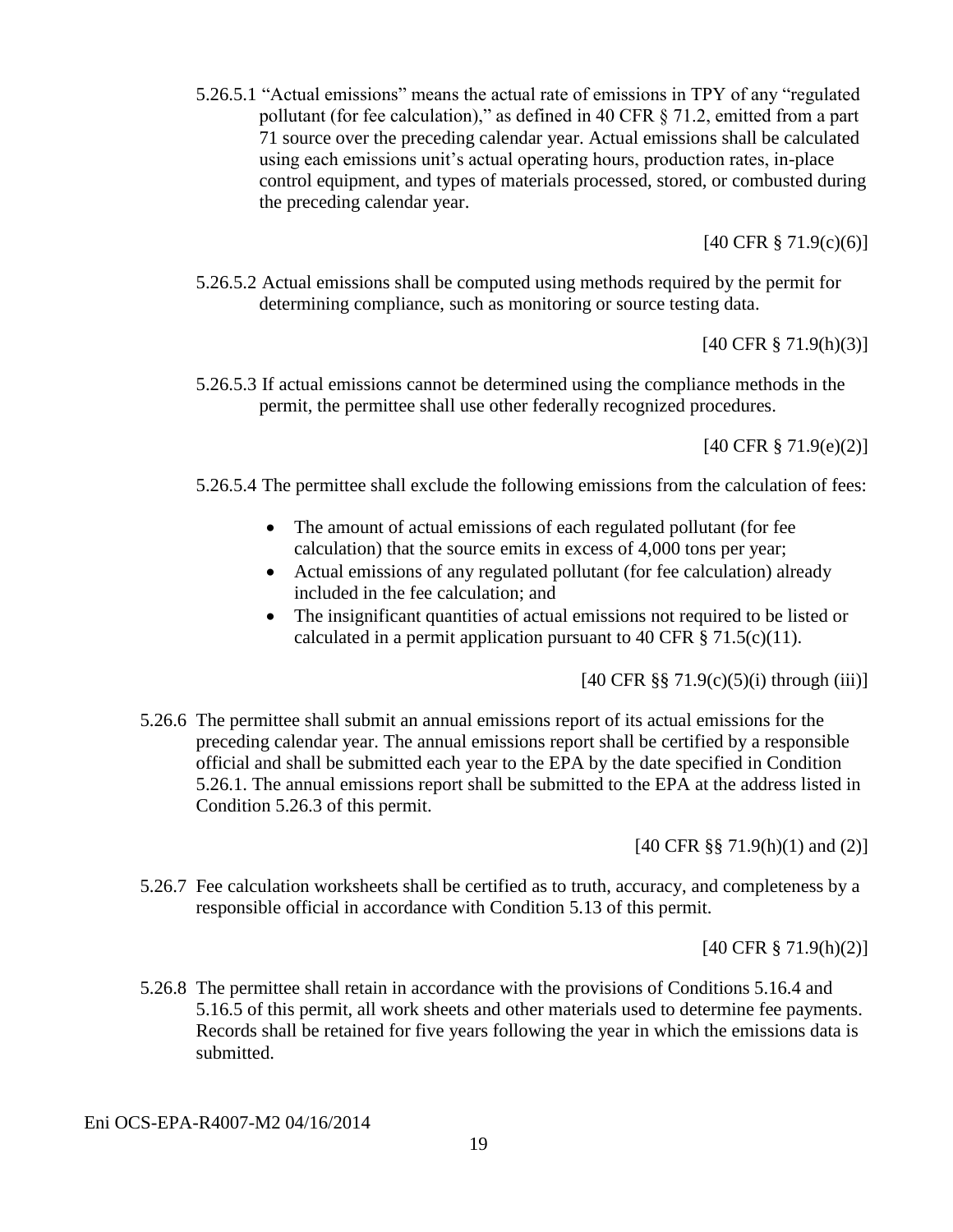5.26.5.1 "Actual emissions" means the actual rate of emissions in TPY of any "regulated pollutant (for fee calculation)," as defined in 40 CFR § 71.2, emitted from a part 71 source over the preceding calendar year. Actual emissions shall be calculated using each emissions unit's actual operating hours, production rates, in-place control equipment, and types of materials processed, stored, or combusted during the preceding calendar year.

[40 CFR § 71.9(c)(6)]

5.26.5.2 Actual emissions shall be computed using methods required by the permit for determining compliance, such as monitoring or source testing data.

[40 CFR § 71.9(h)(3)]

5.26.5.3 If actual emissions cannot be determined using the compliance methods in the permit, the permittee shall use other federally recognized procedures.

[40 CFR § 71.9(e)(2)]

5.26.5.4 The permittee shall exclude the following emissions from the calculation of fees:

- The amount of actual emissions of each regulated pollutant (for fee calculation) that the source emits in excess of 4,000 tons per year;
- Actual emissions of any regulated pollutant (for fee calculation) already included in the fee calculation; and
- The insignificant quantities of actual emissions not required to be listed or calculated in a permit application pursuant to 40 CFR § 71.5(c)(11).

[40 CFR §§ 71.9(c)(5)(i) through (iii)]

5.26.6 The permittee shall submit an annual emissions report of its actual emissions for the preceding calendar year. The annual emissions report shall be certified by a responsible official and shall be submitted each year to the EPA by the date specified in Condition 5.26.1. The annual emissions report shall be submitted to the EPA at the address listed in Condition 5.26.3 of this permit.

[40 CFR §§ 71.9(h)(1) and (2)]

5.26.7 Fee calculation worksheets shall be certified as to truth, accuracy, and completeness by a responsible official in accordance with Condition 5.13 of this permit.

[40 CFR § 71.9(h)(2)]

5.26.8 The permittee shall retain in accordance with the provisions of Conditions 5.16.4 and 5.16.5 of this permit, all work sheets and other materials used to determine fee payments. Records shall be retained for five years following the year in which the emissions data is submitted.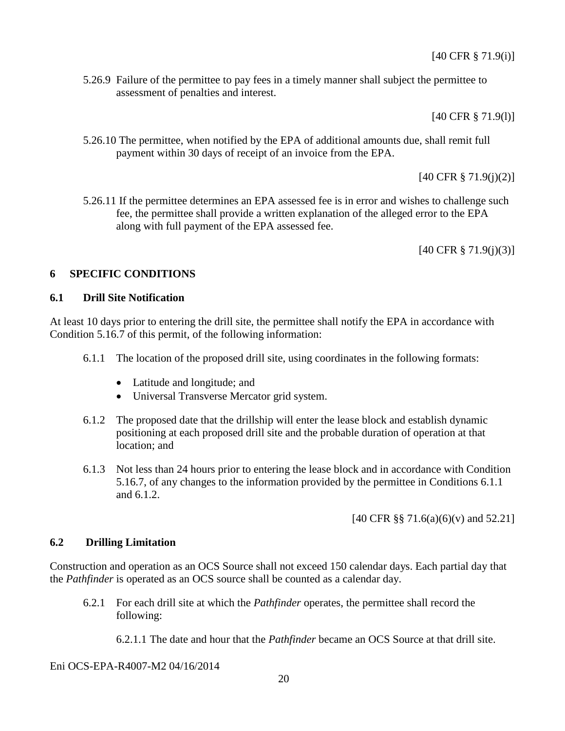[40 CFR § 71.9(i)]

5.26.9 Failure of the permittee to pay fees in a timely manner shall subject the permittee to assessment of penalties and interest.

[40 CFR § 71.9(l)]

5.26.10 The permittee, when notified by the EPA of additional amounts due, shall remit full payment within 30 days of receipt of an invoice from the EPA.

[40 CFR § 71.9(j)(2)]

5.26.11 If the permittee determines an EPA assessed fee is in error and wishes to challenge such fee, the permittee shall provide a written explanation of the alleged error to the EPA along with full payment of the EPA assessed fee.

[40 CFR § 71.9(j)(3)]

# 6 SPECIFIC CONDITIONS

## 6.1 Drill Site Notification

At least 10 days prior to entering the drill site, the permittee shall notify the EPA in accordance with Condition 5.16.7 of this permit, of the following information:

6.1.1 The location of the proposed drill site, using coordinates in the following formats:

- Latitude and longitude; and
- Universal Transverse Mercator grid system.

6.1.2 The proposed date that the drillship will enter the lease block and establish dynamic positioning at each proposed drill site and the probable duration of operation at that location; and

6.1.3 Not less than 24 hours prior to entering the lease block and in accordance with Condition 5.16.7, of any changes to the information provided by the permittee in Conditions 6.1.1 and 6.1.2.

[40 CFR §§ 71.6(a)(6)(v) and 52.21]

## 6.2 Drilling Limitation

Construction and operation as an OCS Source shall not exceed 150 calendar days. Each partial day that the *Pathfinder* is operated as an OCS source shall be counted as a calendar day.

6.2.1 For each drill site at which the *Pathfinder* operates, the permittee shall record the following:

6.2.1.1 The date and hour that the *Pathfinder* became an OCS Source at that drill site.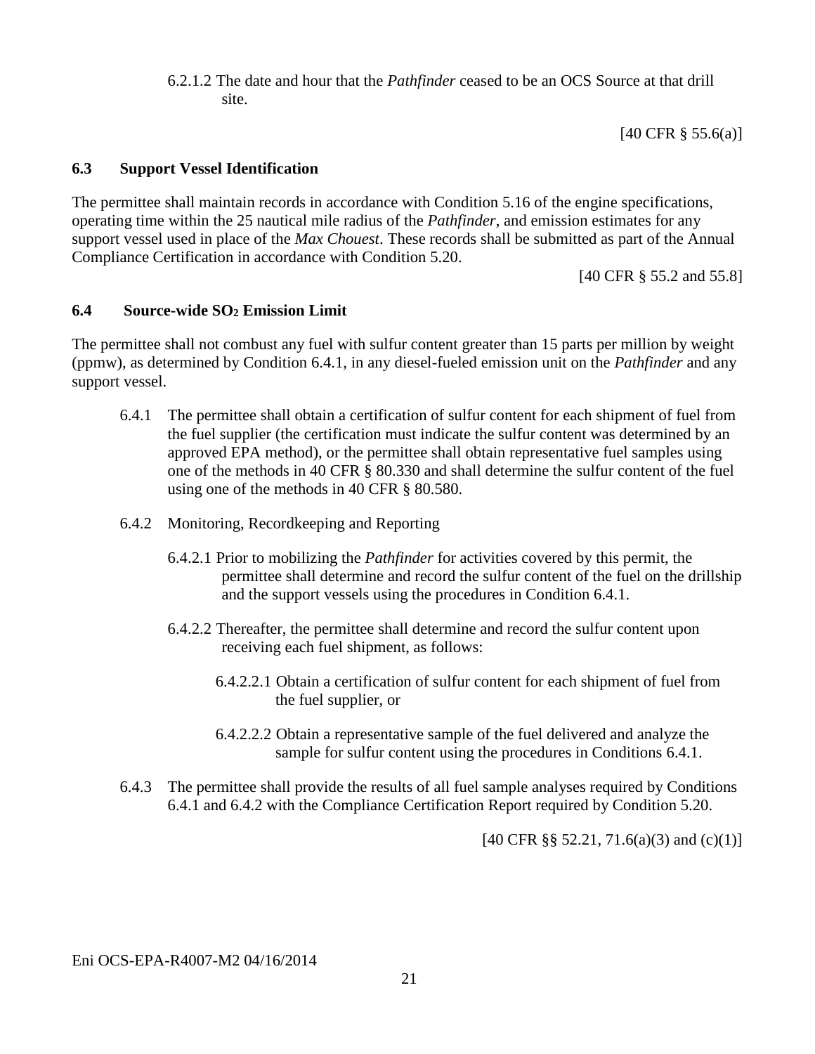6.2.1.2 The date and hour that the *Pathfinder* ceased to be an OCS Source at that drill site.

[40 CFR § 55.6(a)]

### 6.3 Support Vessel Identification

The permittee shall maintain records in accordance with Condition 5.16 of the engine specifications, operating time within the 25 nautical mile radius of the *Pathfinder*, and emission estimates for any support vessel used in place of the *Max Chouest*. These records shall be submitted as part of the Annual Compliance Certification in accordance with Condition 5.20.

[40 CFR § 55.2 and 55.8]

### 6.4 Source-wide $SO_2$ Emission Limit

The permittee shall not combust any fuel with sulfur content greater than 15 parts per million by weight (ppmw), as determined by Condition 6.4.1, in any diesel-fueled emission unit on the *Pathfinder* and any support vessel.

6.4.1 The permittee shall obtain a certification of sulfur content for each shipment of fuel from the fuel supplier (the certification must indicate the sulfur content was determined by an approved EPA method), or the permittee shall obtain representative fuel samples using one of the methods in 40 CFR § 80.330 and shall determine the sulfur content of the fuel using one of the methods in 40 CFR § 80.580.

6.4.2 Monitoring, Recordkeeping and Reporting

6.4.2.1 Prior to mobilizing the *Pathfinder* for activities covered by this permit, the permittee shall determine and record the sulfur content of the fuel on the drillship and the support vessels using the procedures in Condition 6.4.1.

6.4.2.2 Thereafter, the permittee shall determine and record the sulfur content upon receiving each fuel shipment, as follows:

6.4.2.2.1 Obtain a certification of sulfur content for each shipment of fuel from the fuel supplier, or

6.4.2.2.2 Obtain a representative sample of the fuel delivered and analyze the sample for sulfur content using the procedures in Conditions 6.4.1.

6.4.3 The permittee shall provide the results of all fuel sample analyses required by Conditions 6.4.1 and 6.4.2 with the Compliance Certification Report required by Condition 5.20.

[40 CFR §§ 52.21, 71.6(a)(3) and (c)(1)]

Eni OCS-EPA-R4007-M2 04/16/2014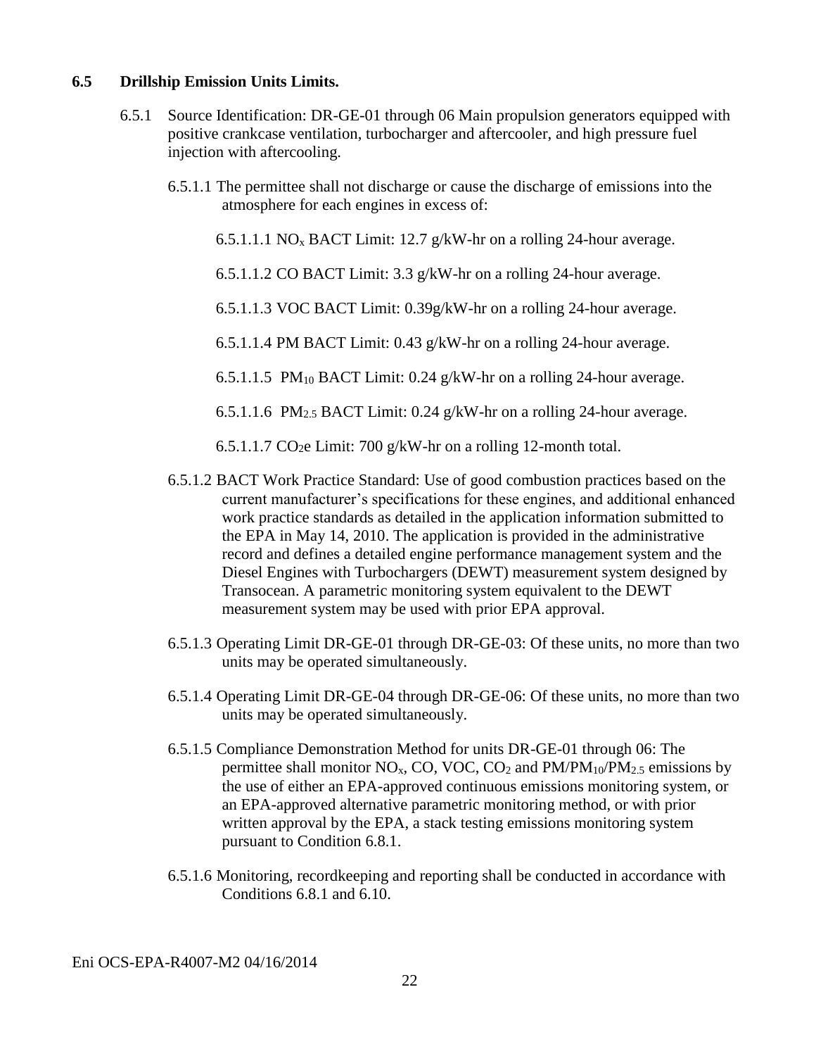### 6.5 Drillship Emission Units Limits.

6.5.1 Source Identification: DR-GE-01 through 06 Main propulsion generators equipped with positive crankcase ventilation, turbocharger and aftercooler, and high pressure fuel injection with aftercooling.

6.5.1.1 The permittee shall not discharge or cause the discharge of emissions into the atmosphere for each engines in excess of:

6.5.1.1.1 $NO_x$ BACT Limit: 12.7 g/kW-hr on a rolling 24-hour average.

6.5.1.1.2 CO BACT Limit: 3.3 g/kW-hr on a rolling 24-hour average.

6.5.1.1.3 VOC BACT Limit: 0.39g/kW-hr on a rolling 24-hour average.

6.5.1.1.4 PM BACT Limit: 0.43 g/kW-hr on a rolling 24-hour average.

6.5.1.1.5 $PM_{10}$ BACT Limit: 0.24 g/kW-hr on a rolling 24-hour average.

6.5.1.1.6 $PM_{2.5}$ BACT Limit: 0.24 g/kW-hr on a rolling 24-hour average.

6.5.1.1.7 $CO_2e$ Limit: 700 g/kW-hr on a rolling 12-month total.

6.5.1.2 BACT Work Practice Standard: Use of good combustion practices based on the current manufacturer's specifications for these engines, and additional enhanced work practice standards as detailed in the application information submitted to the EPA in May 14, 2010. The application is provided in the administrative record and defines a detailed engine performance management system and the Diesel Engines with Turbochargers (DEWT) measurement system designed by Transocean. A parametric monitoring system equivalent to the DEWT measurement system may be used with prior EPA approval.

6.5.1.3 Operating Limit DR-GE-01 through DR-GE-03: Of these units, no more than two units may be operated simultaneously.

6.5.1.4 Operating Limit DR-GE-04 through DR-GE-06: Of these units, no more than two units may be operated simultaneously.

6.5.1.5 Compliance Demonstration Method for units DR-GE-01 through 06: The permittee shall monitor $NO_x$, CO, VOC, $CO_2$ and $PM/PM_{10}/PM_{2.5}$ emissions by the use of either an EPA-approved continuous emissions monitoring system, or an EPA-approved alternative parametric monitoring method, or with prior written approval by the EPA, a stack testing emissions monitoring system pursuant to Condition 6.8.1.

6.5.1.6 Monitoring, recordkeeping and reporting shall be conducted in accordance with Conditions 6.8.1 and 6.10.

Eni OCS-EPA-R4007-M2 04/16/2014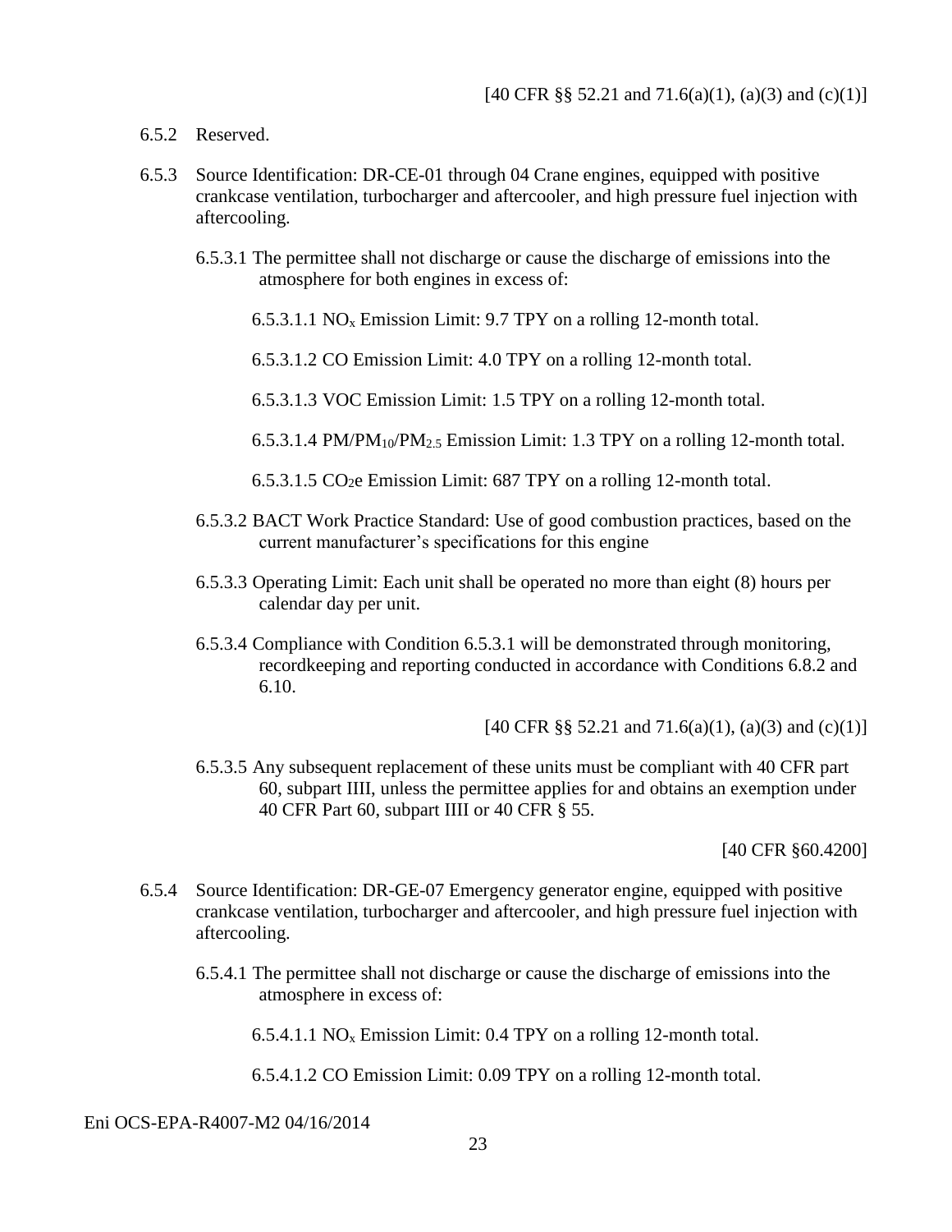[40 CFR §§ 52.21 and 71.6(a)(1), (a)(3) and (c)(1)]

6.5.2 Reserved.

6.5.3 Source Identification: DR-CE-01 through 04 Crane engines, equipped with positive crankcase ventilation, turbocharger and aftercooler, and high pressure fuel injection with aftercooling.

6.5.3.1 The permittee shall not discharge or cause the discharge of emissions into the atmosphere for both engines in excess of:

6.5.3.1.1 $NO_x$ Emission Limit: 9.7 TPY on a rolling 12-month total.

6.5.3.1.2 CO Emission Limit: 4.0 TPY on a rolling 12-month total.

6.5.3.1.3 VOC Emission Limit: 1.5 TPY on a rolling 12-month total.

6.5.3.1.4 $PM/PM_{10}/PM_{2.5}$ Emission Limit: 1.3 TPY on a rolling 12-month total.

6.5.3.1.5 $CO_2e$ Emission Limit: 687 TPY on a rolling 12-month total.

6.5.3.2 BACT Work Practice Standard: Use of good combustion practices, based on the current manufacturer's specifications for this engine

6.5.3.3 Operating Limit: Each unit shall be operated no more than eight (8) hours per calendar day per unit.

6.5.3.4 Compliance with Condition 6.5.3.1 will be demonstrated through monitoring, recordkeeping and reporting conducted in accordance with Conditions 6.8.2 and 6.10.

[40 CFR §§ 52.21 and 71.6(a)(1), (a)(3) and (c)(1)]

6.5.3.5 Any subsequent replacement of these units must be compliant with 40 CFR part 60, subpart IIII, unless the permittee applies for and obtains an exemption under 40 CFR Part 60, subpart IIII or 40 CFR § 55.

[40 CFR §60.4200]

6.5.4 Source Identification: DR-GE-07 Emergency generator engine, equipped with positive crankcase ventilation, turbocharger and aftercooler, and high pressure fuel injection with aftercooling.

6.5.4.1 The permittee shall not discharge or cause the discharge of emissions into the atmosphere in excess of:

6.5.4.1.1 $NO_x$ Emission Limit: 0.4 TPY on a rolling 12-month total.

6.5.4.1.2 CO Emission Limit: 0.09 TPY on a rolling 12-month total.

Eni OCS-EPA-R4007-M2 04/16/2014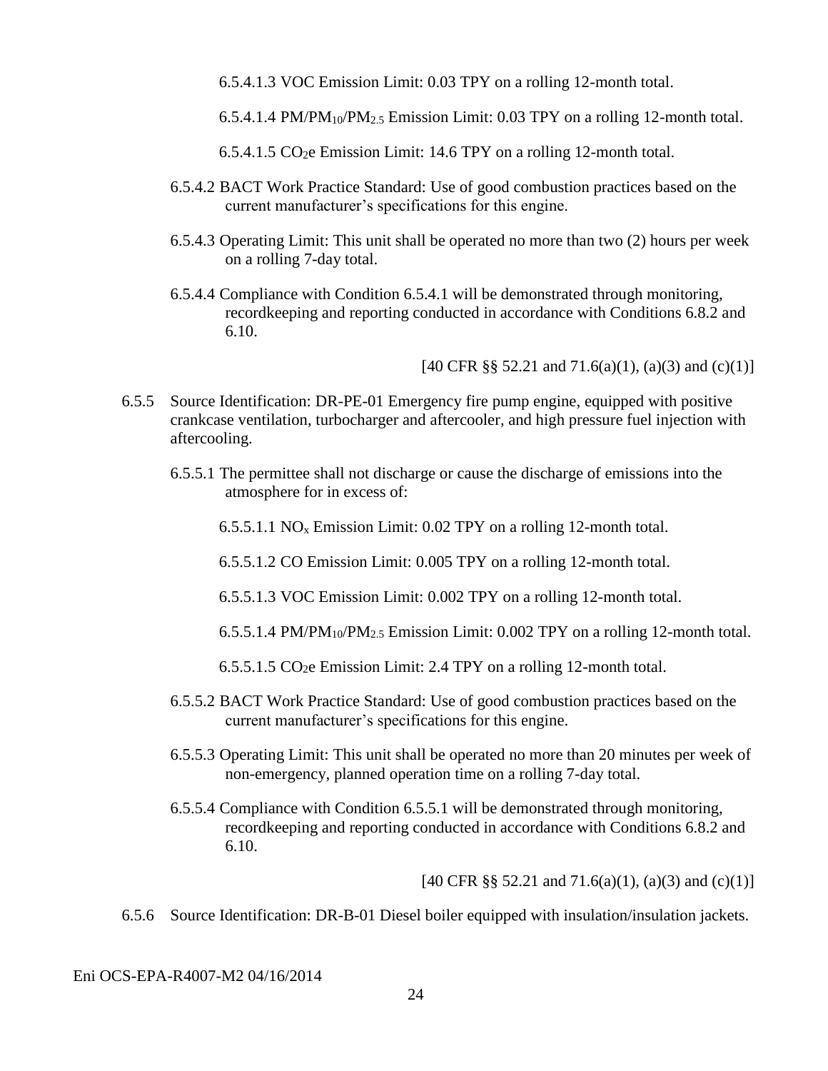6.5.4.1.3 VOC Emission Limit: 0.03 TPY on a rolling 12-month total.

6.5.4.1.4 $PM/PM_{10}/PM_{2.5}$ Emission Limit: 0.03 TPY on a rolling 12-month total.

6.5.4.1.5 $CO_2e$ Emission Limit: 14.6 TPY on a rolling 12-month total.

6.5.4.2 BACT Work Practice Standard: Use of good combustion practices based on the current manufacturer's specifications for this engine.

6.5.4.3 Operating Limit: This unit shall be operated no more than two (2) hours per week on a rolling 7-day total.

6.5.4.4 Compliance with Condition 6.5.4.1 will be demonstrated through monitoring, recordkeeping and reporting conducted in accordance with Conditions 6.8.2 and 6.10.

[40 CFR §§ 52.21 and 71.6(a)(1), (a)(3) and (c)(1)]

6.5.5 Source Identification: DR-PE-01 Emergency fire pump engine, equipped with positive crankcase ventilation, turbocharger and aftercooler, and high pressure fuel injection with aftercooling.

6.5.5.1 The permittee shall not discharge or cause the discharge of emissions into the atmosphere for in excess of:

6.5.5.1.1 $NO_x$ Emission Limit: 0.02 TPY on a rolling 12-month total.

6.5.5.1.2 CO Emission Limit: 0.005 TPY on a rolling 12-month total.

6.5.5.1.3 VOC Emission Limit: 0.002 TPY on a rolling 12-month total.

6.5.5.1.4 $PM/PM_{10}/PM_{2.5}$ Emission Limit: 0.002 TPY on a rolling 12-month total.

6.5.5.1.5 $CO_2e$ Emission Limit: 2.4 TPY on a rolling 12-month total.

6.5.5.2 BACT Work Practice Standard: Use of good combustion practices based on the current manufacturer's specifications for this engine.

6.5.5.3 Operating Limit: This unit shall be operated no more than 20 minutes per week of non-emergency, planned operation time on a rolling 7-day total.

6.5.5.4 Compliance with Condition 6.5.5.1 will be demonstrated through monitoring, recordkeeping and reporting conducted in accordance with Conditions 6.8.2 and 6.10.

[40 CFR §§ 52.21 and 71.6(a)(1), (a)(3) and (c)(1)]

6.5.6 Source Identification: DR-B-01 Diesel boiler equipped with insulation/insulation jackets.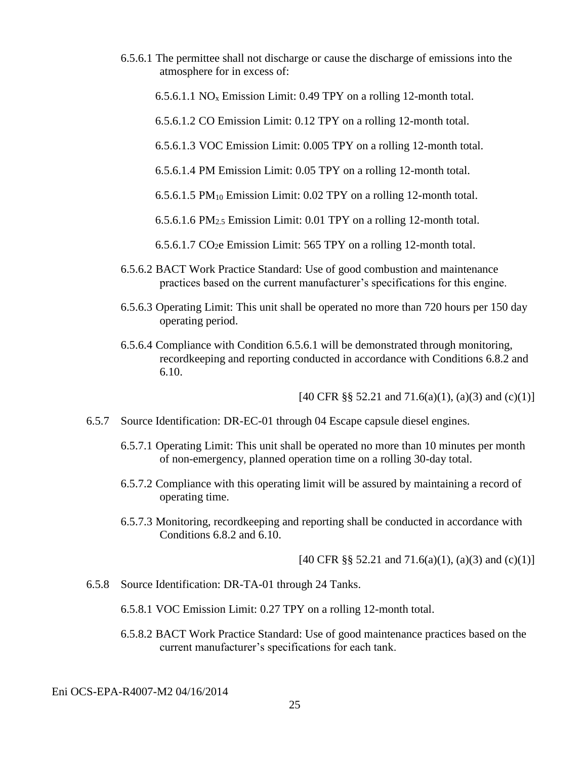6.5.6.1 The permittee shall not discharge or cause the discharge of emissions into the atmosphere for in excess of:

6.5.6.1.1 $NO_x$ Emission Limit: 0.49 TPY on a rolling 12-month total.

6.5.6.1.2 CO Emission Limit: 0.12 TPY on a rolling 12-month total.

6.5.6.1.3 VOC Emission Limit: 0.005 TPY on a rolling 12-month total.

6.5.6.1.4 PM Emission Limit: 0.05 TPY on a rolling 12-month total.

6.5.6.1.5 $PM_{10}$ Emission Limit: 0.02 TPY on a rolling 12-month total.

6.5.6.1.6 $PM_{2.5}$ Emission Limit: 0.01 TPY on a rolling 12-month total.

6.5.6.1.7 $CO_2e$ Emission Limit: 565 TPY on a rolling 12-month total.

6.5.6.2 BACT Work Practice Standard: Use of good combustion and maintenance practices based on the current manufacturer's specifications for this engine.

6.5.6.3 Operating Limit: This unit shall be operated no more than 720 hours per 150 day operating period.

6.5.6.4 Compliance with Condition 6.5.6.1 will be demonstrated through monitoring, recordkeeping and reporting conducted in accordance with Conditions 6.8.2 and 6.10.

[40 CFR §§ 52.21 and 71.6(a)(1), (a)(3) and (c)(1)]

6.5.7 Source Identification: DR-EC-01 through 04 Escape capsule diesel engines.

6.5.7.1 Operating Limit: This unit shall be operated no more than 10 minutes per month of non-emergency, planned operation time on a rolling 30-day total.

6.5.7.2 Compliance with this operating limit will be assured by maintaining a record of operating time.

6.5.7.3 Monitoring, recordkeeping and reporting shall be conducted in accordance with Conditions 6.8.2 and 6.10.

[40 CFR §§ 52.21 and 71.6(a)(1), (a)(3) and (c)(1)]

6.5.8 Source Identification: DR-TA-01 through 24 Tanks.

6.5.8.1 VOC Emission Limit: 0.27 TPY on a rolling 12-month total.

6.5.8.2 BACT Work Practice Standard: Use of good maintenance practices based on the current manufacturer's specifications for each tank.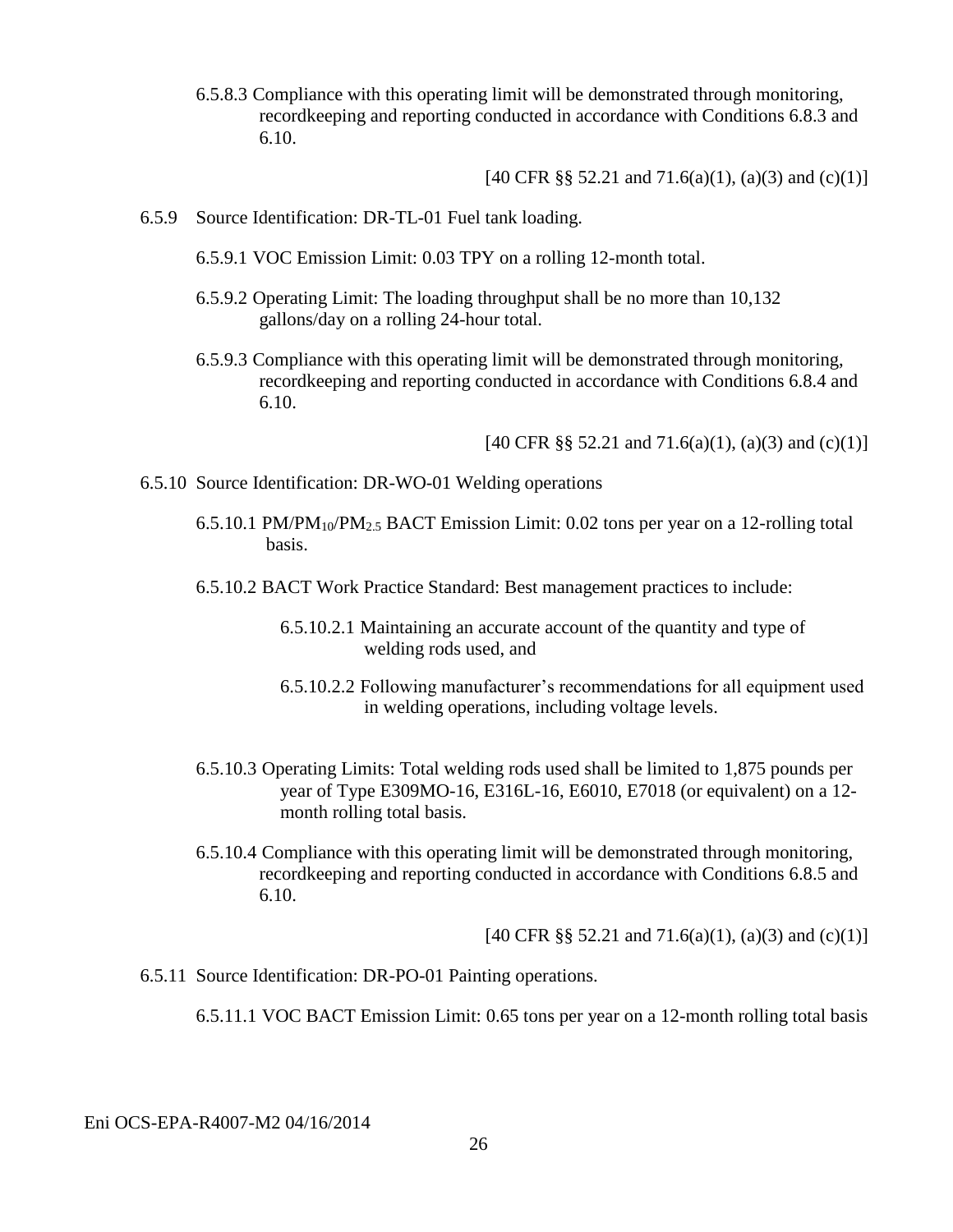6.5.8.3 Compliance with this operating limit will be demonstrated through monitoring, recordkeeping and reporting conducted in accordance with Conditions 6.8.3 and 6.10.

[40 CFR §§ 52.21 and 71.6(a)(1), (a)(3) and (c)(1)]

6.5.9 Source Identification: DR-TL-01 Fuel tank loading.

6.5.9.1 VOC Emission Limit: 0.03 TPY on a rolling 12-month total.

6.5.9.2 Operating Limit: The loading throughput shall be no more than 10,132 gallons/day on a rolling 24-hour total.

6.5.9.3 Compliance with this operating limit will be demonstrated through monitoring, recordkeeping and reporting conducted in accordance with Conditions 6.8.4 and 6.10.

[40 CFR §§ 52.21 and 71.6(a)(1), (a)(3) and (c)(1)]

6.5.10 Source Identification: DR-WO-01 Welding operations

6.5.10.1 $PM/PM_{10}/PM_{2.5}$ BACT Emission Limit: 0.02 tons per year on a 12-rolling total basis.

6.5.10.2 BACT Work Practice Standard: Best management practices to include:

6.5.10.2.1 Maintaining an accurate account of the quantity and type of welding rods used, and

6.5.10.2.2 Following manufacturer's recommendations for all equipment used in welding operations, including voltage levels.

6.5.10.3 Operating Limits: Total welding rods used shall be limited to 1,875 pounds per year of Type E309MO-16, E316L-16, E6010, E7018 (or equivalent) on a 12-month rolling total basis.

6.5.10.4 Compliance with this operating limit will be demonstrated through monitoring, recordkeeping and reporting conducted in accordance with Conditions 6.8.5 and 6.10.

[40 CFR §§ 52.21 and 71.6(a)(1), (a)(3) and (c)(1)]

6.5.11 Source Identification: DR-PO-01 Painting operations.

6.5.11.1 VOC BACT Emission Limit: 0.65 tons per year on a 12-month rolling total basis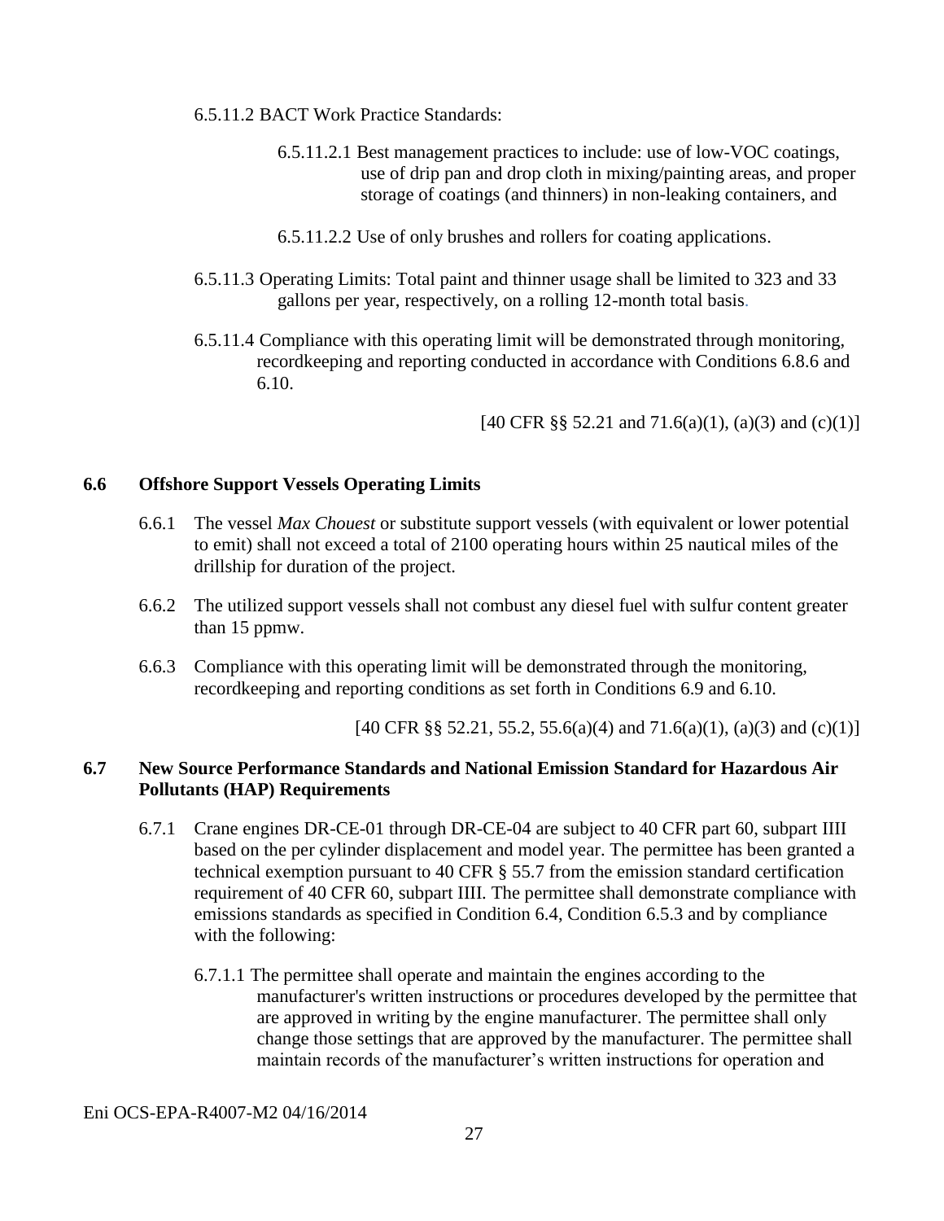6.5.11.2 BACT Work Practice Standards:

6.5.11.2.1 Best management practices to include: use of low-VOC coatings, use of drip pan and drop cloth in mixing/painting areas, and proper storage of coatings (and thinners) in non-leaking containers, and

6.5.11.2.2 Use of only brushes and rollers for coating applications.

6.5.11.3 Operating Limits: Total paint and thinner usage shall be limited to 323 and 33 gallons per year, respectively, on a rolling 12-month total basis.

6.5.11.4 Compliance with this operating limit will be demonstrated through monitoring, recordkeeping and reporting conducted in accordance with Conditions 6.8.6 and 6.10.

[40 CFR §§ 52.21 and 71.6(a)(1), (a)(3) and (c)(1)]

## 6.6 Offshore Support Vessels Operating Limits

6.6.1 The vessel *Max Chouest* or substitute support vessels (with equivalent or lower potential to emit) shall not exceed a total of 2100 operating hours within 25 nautical miles of the drillship for duration of the project.

6.6.2 The utilized support vessels shall not combust any diesel fuel with sulfur content greater than 15 ppmw.

6.6.3 Compliance with this operating limit will be demonstrated through the monitoring, recordkeeping and reporting conditions as set forth in Conditions 6.9 and 6.10.

[40 CFR §§ 52.21, 55.2, 55.6(a)(4) and 71.6(a)(1), (a)(3) and (c)(1)]

## 6.7 New Source Performance Standards and National Emission Standard for Hazardous Air Pollutants (HAP) Requirements

6.7.1 Crane engines DR-CE-01 through DR-CE-04 are subject to 40 CFR part 60, subpart IIII based on the per cylinder displacement and model year. The permittee has been granted a technical exemption pursuant to 40 CFR § 55.7 from the emission standard certification requirement of 40 CFR 60, subpart IIII. The permittee shall demonstrate compliance with emissions standards as specified in Condition 6.4, Condition 6.5.3 and by compliance with the following:

6.7.1.1 The permittee shall operate and maintain the engines according to the manufacturer's written instructions or procedures developed by the permittee that are approved in writing by the engine manufacturer. The permittee shall only change those settings that are approved by the manufacturer. The permittee shall maintain records of the manufacturer's written instructions for operation and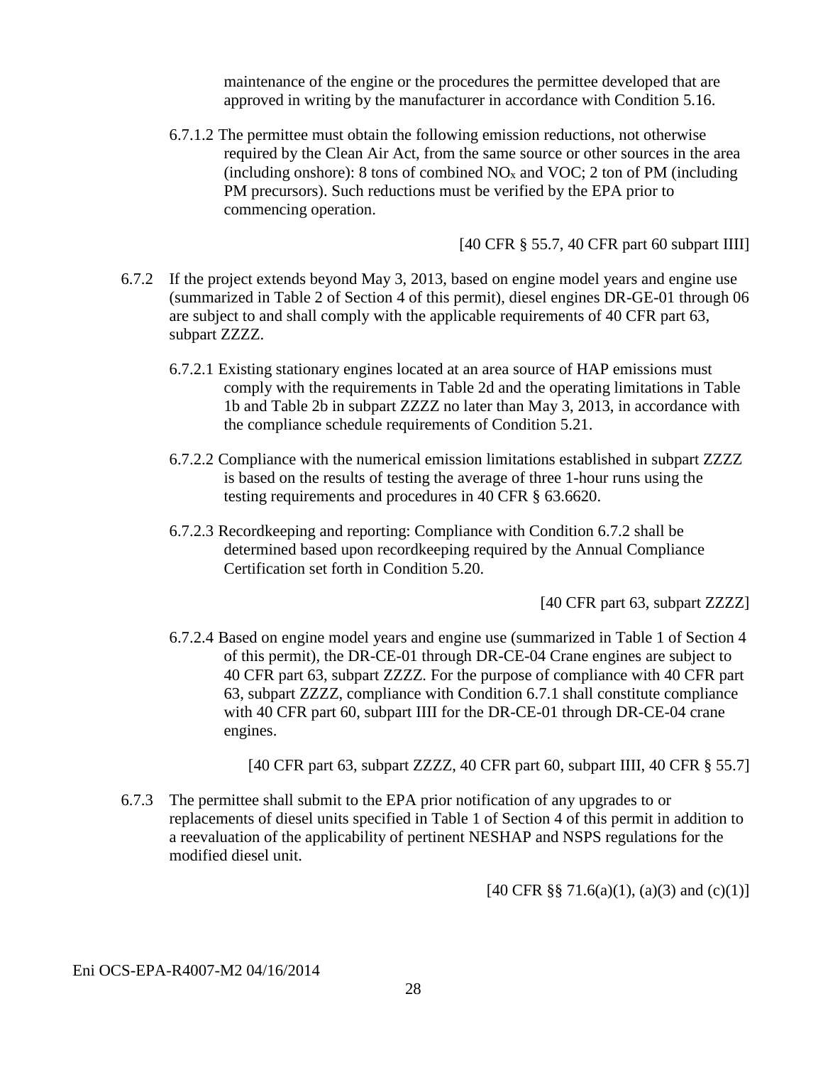maintenance of the engine or the procedures the permittee developed that are approved in writing by the manufacturer in accordance with Condition 5.16.

6.7.1.2 The permittee must obtain the following emission reductions, not otherwise required by the Clean Air Act, from the same source or other sources in the area (including onshore): 8 tons of combined $NO_x$ and VOC; 2 ton of PM (including PM precursors). Such reductions must be verified by the EPA prior to commencing operation.

[40 CFR § 55.7, 40 CFR part 60 subpart IIII]

6.7.2 If the project extends beyond May 3, 2013, based on engine model years and engine use (summarized in Table 2 of Section 4 of this permit), diesel engines DR-GE-01 through 06 are subject to and shall comply with the applicable requirements of 40 CFR part 63, subpart ZZZZ.

6.7.2.1 Existing stationary engines located at an area source of HAP emissions must comply with the requirements in Table 2d and the operating limitations in Table 1b and Table 2b in subpart ZZZZ no later than May 3, 2013, in accordance with the compliance schedule requirements of Condition 5.21.

6.7.2.2 Compliance with the numerical emission limitations established in subpart ZZZZ is based on the results of testing the average of three 1-hour runs using the testing requirements and procedures in 40 CFR § 63.6620.

6.7.2.3 Recordkeeping and reporting: Compliance with Condition 6.7.2 shall be determined based upon recordkeeping required by the Annual Compliance Certification set forth in Condition 5.20.

[40 CFR part 63, subpart ZZZZ]

6.7.2.4 Based on engine model years and engine use (summarized in Table 1 of Section 4 of this permit), the DR-CE-01 through DR-CE-04 Crane engines are subject to 40 CFR part 63, subpart ZZZZ. For the purpose of compliance with 40 CFR part 63, subpart ZZZZ, compliance with Condition 6.7.1 shall constitute compliance with 40 CFR part 60, subpart IIII for the DR-CE-01 through DR-CE-04 crane engines.

[40 CFR part 63, subpart ZZZZ, 40 CFR part 60, subpart IIII, 40 CFR § 55.7]

6.7.3 The permittee shall submit to the EPA prior notification of any upgrades to or replacements of diesel units specified in Table 1 of Section 4 of this permit in addition to a reevaluation of the applicability of pertinent NESHAP and NSPS regulations for the modified diesel unit.

[40 CFR §§ 71.6(a)(1), (a)(3) and (c)(1)]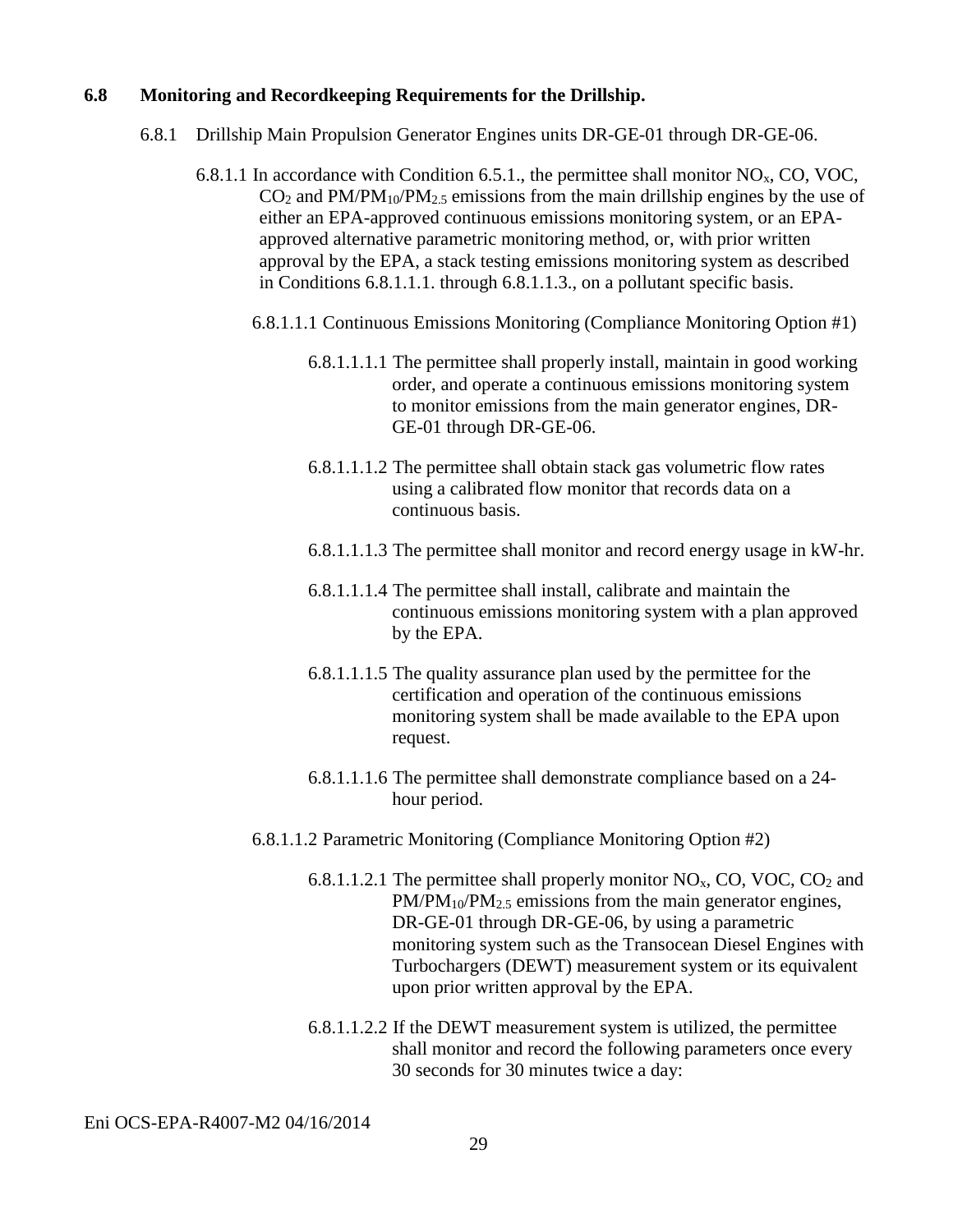## 6.8 Monitoring and Recordkeeping Requirements for the Drillship.

6.8.1 Drillship Main Propulsion Generator Engines units DR-GE-01 through DR-GE-06.

6.8.1.1 In accordance with Condition 6.5.1., the permittee shall monitor $NO_x$, CO, VOC, $CO_2$ and $PM/PM_{10}/PM_{2.5}$ emissions from the main drillship engines by the use of either an EPA-approved continuous emissions monitoring system, or an EPA-approved alternative parametric monitoring method, or, with prior written approval by the EPA, a stack testing emissions monitoring system as described in Conditions 6.8.1.1.1. through 6.8.1.1.3., on a pollutant specific basis.

6.8.1.1.1 Continuous Emissions Monitoring (Compliance Monitoring Option #1)

6.8.1.1.1.1 The permittee shall properly install, maintain in good working order, and operate a continuous emissions monitoring system to monitor emissions from the main generator engines, DR-GE-01 through DR-GE-06.

6.8.1.1.1.2 The permittee shall obtain stack gas volumetric flow rates using a calibrated flow monitor that records data on a continuous basis.

6.8.1.1.1.3 The permittee shall monitor and record energy usage in kW-hr.

6.8.1.1.1.4 The permittee shall install, calibrate and maintain the continuous emissions monitoring system with a plan approved by the EPA.

6.8.1.1.1.5 The quality assurance plan used by the permittee for the certification and operation of the continuous emissions monitoring system shall be made available to the EPA upon request.

6.8.1.1.1.6 The permittee shall demonstrate compliance based on a 24-hour period.

6.8.1.1.2 Parametric Monitoring (Compliance Monitoring Option #2)

6.8.1.1.2.1 The permittee shall properly monitor $NO_x$, CO, VOC, $CO_2$ and $PM/PM_{10}/PM_{2.5}$ emissions from the main generator engines, DR-GE-01 through DR-GE-06, by using a parametric monitoring system such as the Transocean Diesel Engines with Turbochargers (DEWT) measurement system or its equivalent upon prior written approval by the EPA.

6.8.1.1.2.2 If the DEWT measurement system is utilized, the permittee shall monitor and record the following parameters once every 30 seconds for 30 minutes twice a day:

Eni OCS-EPA-R4007-M2 04/16/2014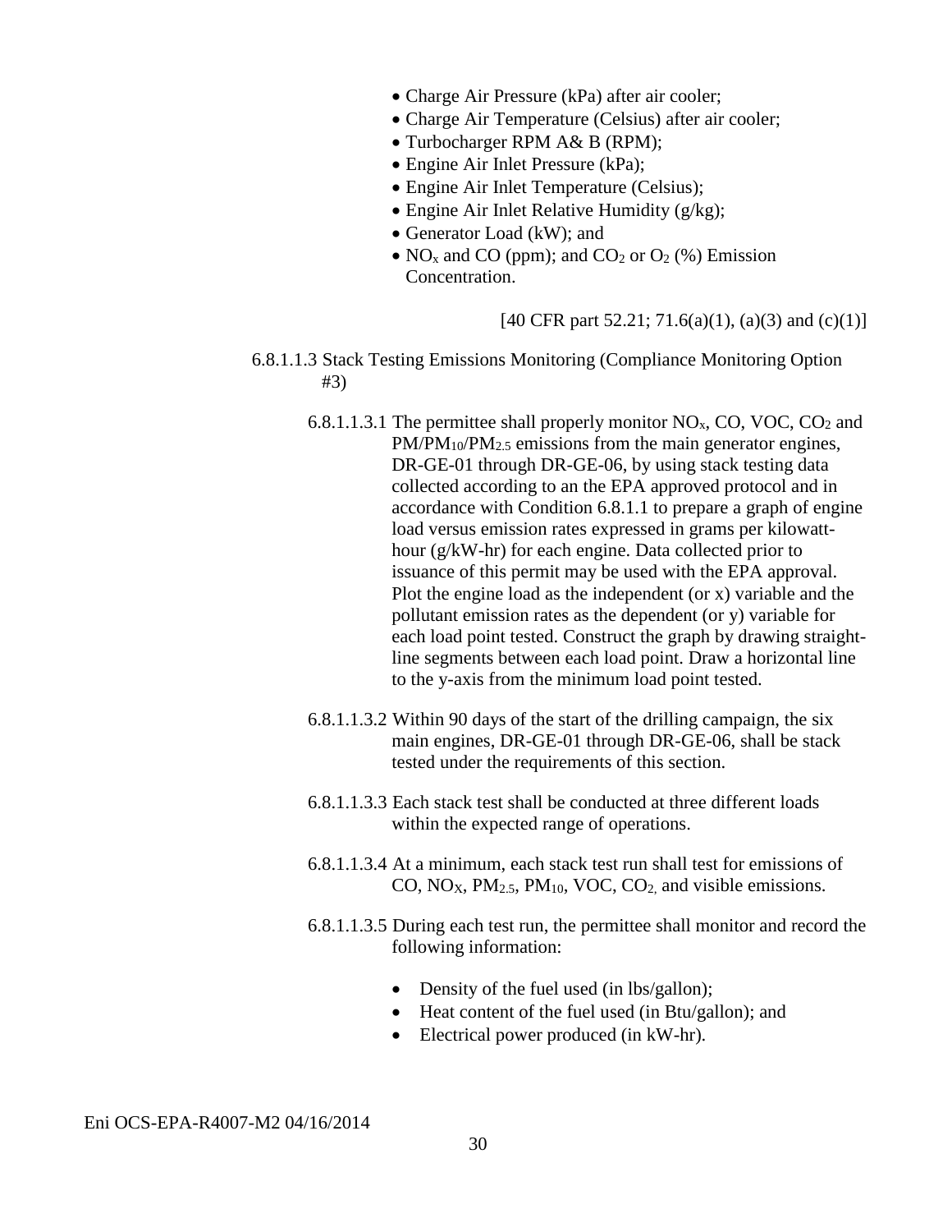- Charge Air Pressure (kPa) after air cooler;
- Charge Air Temperature (Celsius) after air cooler;
- Turbocharger RPM A& B (RPM);
- Engine Air Inlet Pressure (kPa);
- Engine Air Inlet Temperature (Celsius);
- Engine Air Inlet Relative Humidity (g/kg);
- Generator Load (kW); and
- $NO_x$ and CO (ppm); and $CO_2$ or $O_2$ (%) Emission Concentration.

[40 CFR part 52.21; 71.6(a)(1), (a)(3) and (c)(1)]

6.8.1.1.3 Stack Testing Emissions Monitoring (Compliance Monitoring Option #3)

6.8.1.1.3.1 The permittee shall properly monitor $NO_x$, CO, VOC, $CO_2$ and $PM/PM_{10}/PM_{2.5}$ emissions from the main generator engines, DR-GE-01 through DR-GE-06, by using stack testing data collected according to an the EPA approved protocol and in accordance with Condition 6.8.1.1 to prepare a graph of engine load versus emission rates expressed in grams per kilowatt-hour (g/kW-hr) for each engine. Data collected prior to issuance of this permit may be used with the EPA approval. Plot the engine load as the independent (or x) variable and the pollutant emission rates as the dependent (or y) variable for each load point tested. Construct the graph by drawing straight-line segments between each load point. Draw a horizontal line to the y-axis from the minimum load point tested.

6.8.1.1.3.2 Within 90 days of the start of the drilling campaign, the six main engines, DR-GE-01 through DR-GE-06, shall be stack tested under the requirements of this section.

6.8.1.1.3.3 Each stack test shall be conducted at three different loads within the expected range of operations.

6.8.1.1.3.4 At a minimum, each stack test run shall test for emissions of CO, $NO_X$, $PM_{2.5}$, $PM_{10}$, VOC, $CO_2$, and visible emissions.

6.8.1.1.3.5 During each test run, the permittee shall monitor and record the following information:

- Density of the fuel used (in lbs/gallon);
- Heat content of the fuel used (in Btu/gallon); and
- Electrical power produced (in kW-hr).

Eni OCS-EPA-R4007-M2 04/16/2014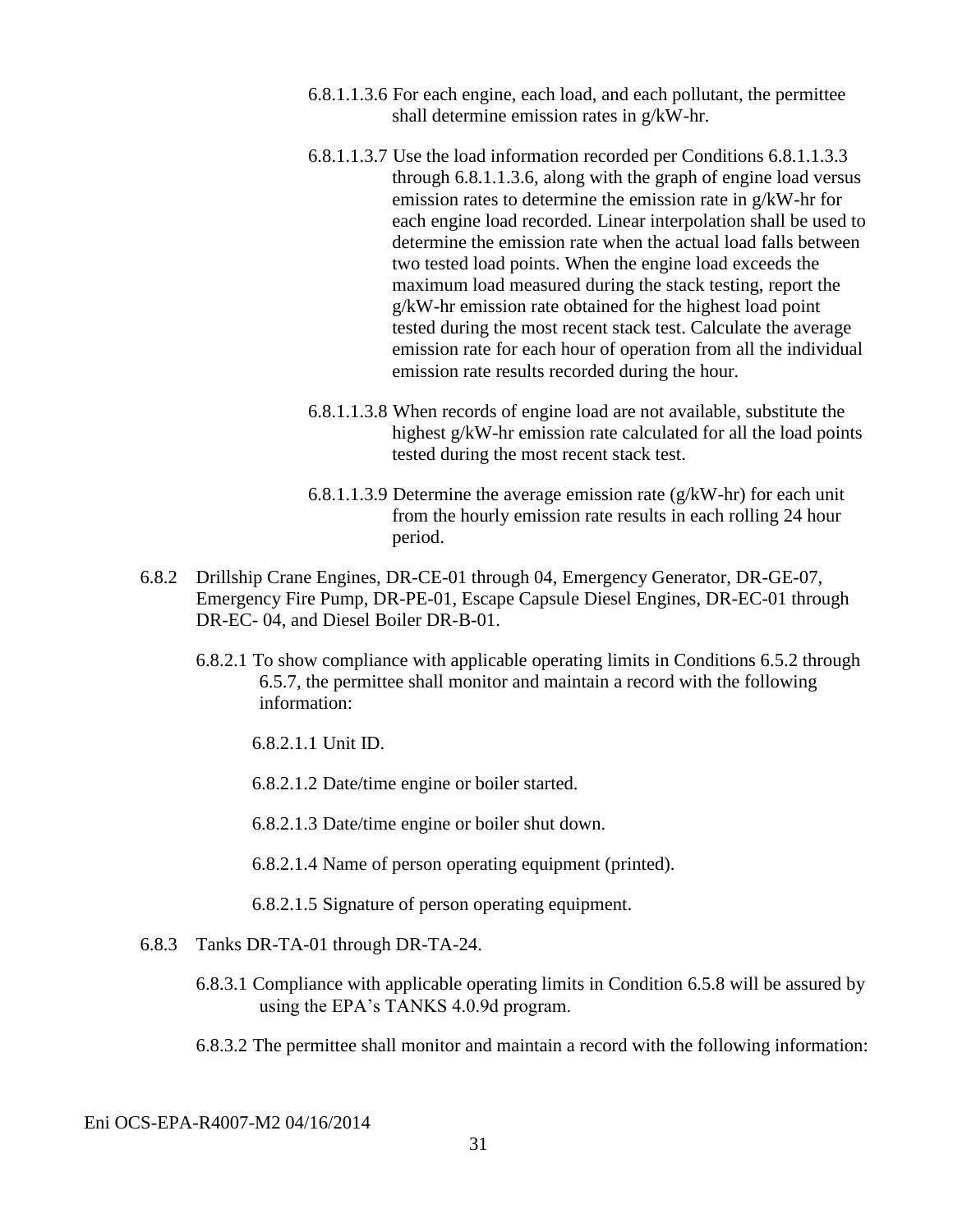6.8.1.1.3.6 For each engine, each load, and each pollutant, the permittee shall determine emission rates in g/kW-hr.

6.8.1.1.3.7 Use the load information recorded per Conditions 6.8.1.1.3.3 through 6.8.1.1.3.6, along with the graph of engine load versus emission rates to determine the emission rate in g/kW-hr for each engine load recorded. Linear interpolation shall be used to determine the emission rate when the actual load falls between two tested load points. When the engine load exceeds the maximum load measured during the stack testing, report the g/kW-hr emission rate obtained for the highest load point tested during the most recent stack test. Calculate the average emission rate for each hour of operation from all the individual emission rate results recorded during the hour.

6.8.1.1.3.8 When records of engine load are not available, substitute the highest g/kW-hr emission rate calculated for all the load points tested during the most recent stack test.

6.8.1.1.3.9 Determine the average emission rate (g/kW-hr) for each unit from the hourly emission rate results in each rolling 24 hour period.

6.8.2 Drillship Crane Engines, DR-CE-01 through 04, Emergency Generator, DR-GE-07, Emergency Fire Pump, DR-PE-01, Escape Capsule Diesel Engines, DR-EC-01 through DR-EC- 04, and Diesel Boiler DR-B-01.

6.8.2.1 To show compliance with applicable operating limits in Conditions 6.5.2 through 6.5.7, the permittee shall monitor and maintain a record with the following information:

6.8.2.1.1 Unit ID.

6.8.2.1.2 Date/time engine or boiler started.

6.8.2.1.3 Date/time engine or boiler shut down.

6.8.2.1.4 Name of person operating equipment (printed).

6.8.2.1.5 Signature of person operating equipment.

6.8.3 Tanks DR-TA-01 through DR-TA-24.

6.8.3.1 Compliance with applicable operating limits in Condition 6.5.8 will be assured by using the EPA's TANKS 4.0.9d program.

6.8.3.2 The permittee shall monitor and maintain a record with the following information: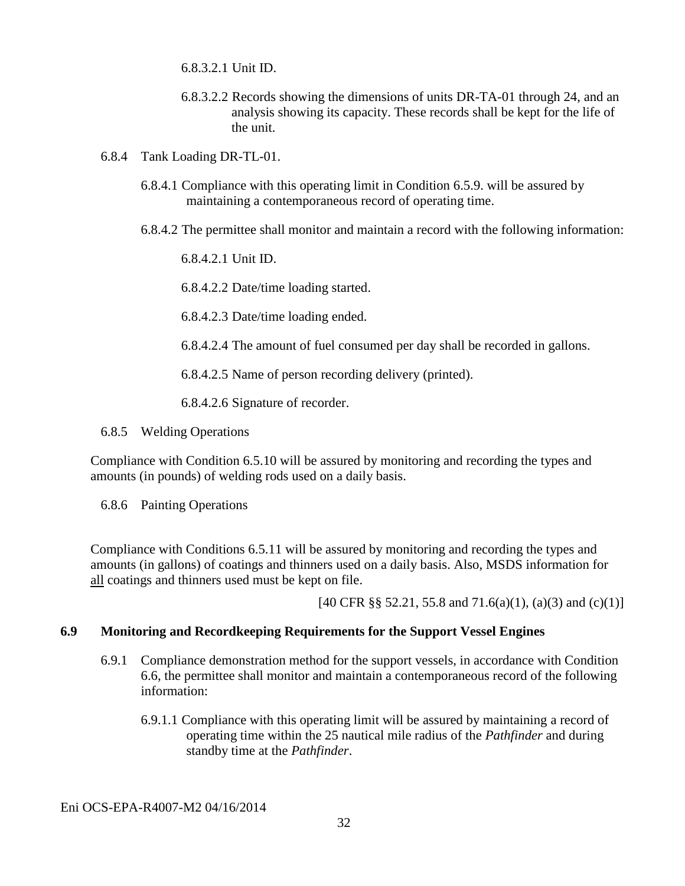6.8.3.2.1 Unit ID.

6.8.3.2.2 Records showing the dimensions of units DR-TA-01 through 24, and an analysis showing its capacity. These records shall be kept for the life of the unit.

6.8.4 Tank Loading DR-TL-01.

6.8.4.1 Compliance with this operating limit in Condition 6.5.9. will be assured by maintaining a contemporaneous record of operating time.

6.8.4.2 The permittee shall monitor and maintain a record with the following information:

6.8.4.2.1 Unit ID.

6.8.4.2.2 Date/time loading started.

6.8.4.2.3 Date/time loading ended.

6.8.4.2.4 The amount of fuel consumed per day shall be recorded in gallons.

6.8.4.2.5 Name of person recording delivery (printed).

6.8.4.2.6 Signature of recorder.

6.8.5 Welding Operations

Compliance with Condition 6.5.10 will be assured by monitoring and recording the types and amounts (in pounds) of welding rods used on a daily basis.

6.8.6 Painting Operations

Compliance with Conditions 6.5.11 will be assured by monitoring and recording the types and amounts (in gallons) of coatings and thinners used on a daily basis. Also, MSDS information for all coatings and thinners used must be kept on file.

[40 CFR §§ 52.21, 55.8 and 71.6(a)(1), (a)(3) and (c)(1)]

### 6.9 Monitoring and Recordkeeping Requirements for the Support Vessel Engines

6.9.1 Compliance demonstration method for the support vessels, in accordance with Condition 6.6, the permittee shall monitor and maintain a contemporaneous record of the following information:

6.9.1.1 Compliance with this operating limit will be assured by maintaining a record of operating time within the 25 nautical mile radius of the *Pathfinder* and during standby time at the *Pathfinder*.

Eni OCS-EPA-R4007-M2 04/16/2014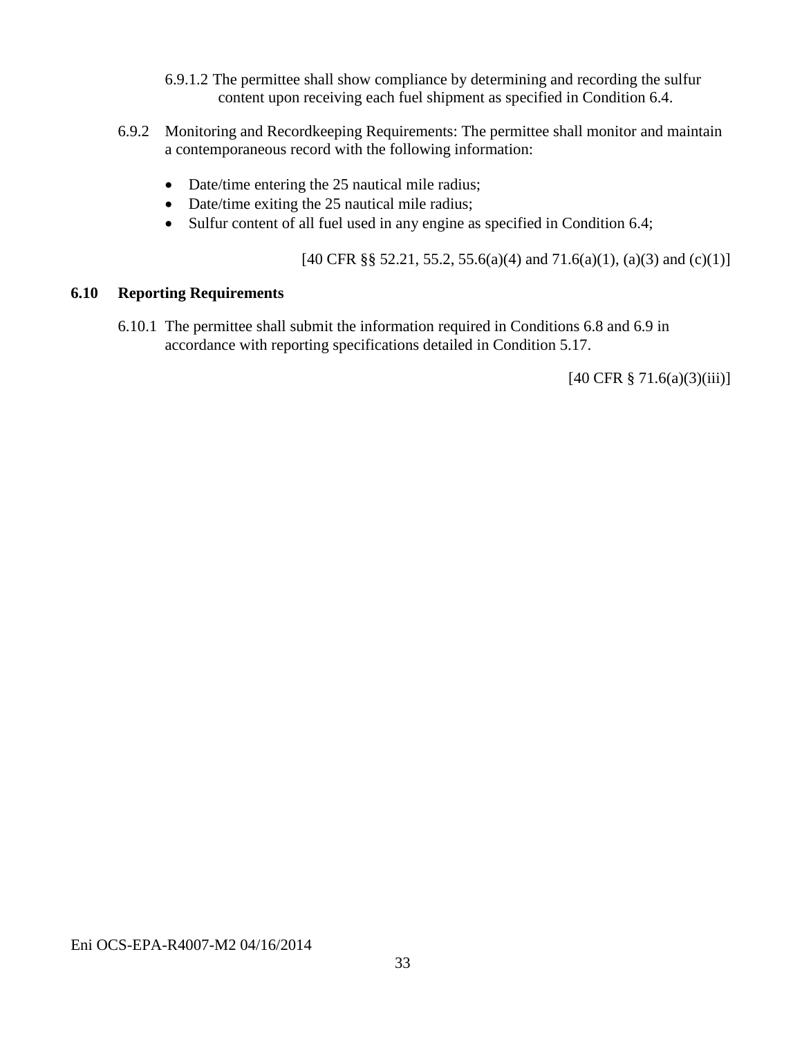6.9.1.2 The permittee shall show compliance by determining and recording the sulfur content upon receiving each fuel shipment as specified in Condition 6.4.

6.9.2 Monitoring and Recordkeeping Requirements: The permittee shall monitor and maintain a contemporaneous record with the following information:

- Date/time entering the 25 nautical mile radius;
- Date/time exiting the 25 nautical mile radius;
- Sulfur content of all fuel used in any engine as specified in Condition 6.4;

[40 CFR §§ 52.21, 55.2, 55.6(a)(4) and 71.6(a)(1), (a)(3) and (c)(1)]

**6.10 Reporting Requirements**

6.10.1 The permittee shall submit the information required in Conditions 6.8 and 6.9 in accordance with reporting specifications detailed in Condition 5.17.

[40 CFR § 71.6(a)(3)(iii)]